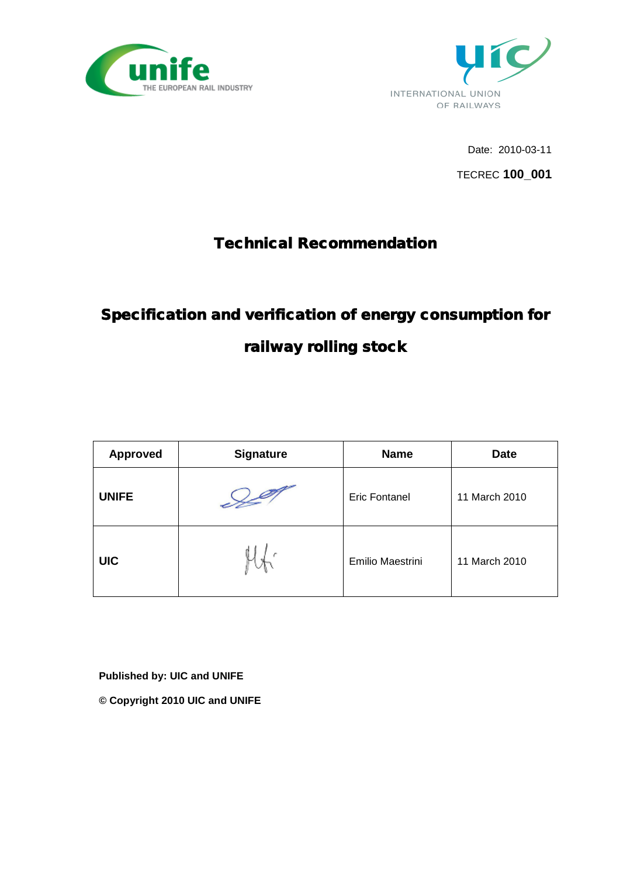unife
THE EUROPEAN RAIL INDUSTRY

uic
INTERNATIONAL UNION
OF RAILWAYS

Date: 2010-03-11

TECREC **100_001**

# Technical Recommendation

# Specification and verification of energy consumption for railway rolling stock

| Approved | Signature | Name | Date |
|---|---|---|---|
| **UNIFE** | | Eric Fontanel | 11 March 2010 |
| **UIC** | | Emilio Maestrini | 11 March 2010 |

**Published by: UIC and UNIFE**

**© Copyright 2010 UIC and UNIFE**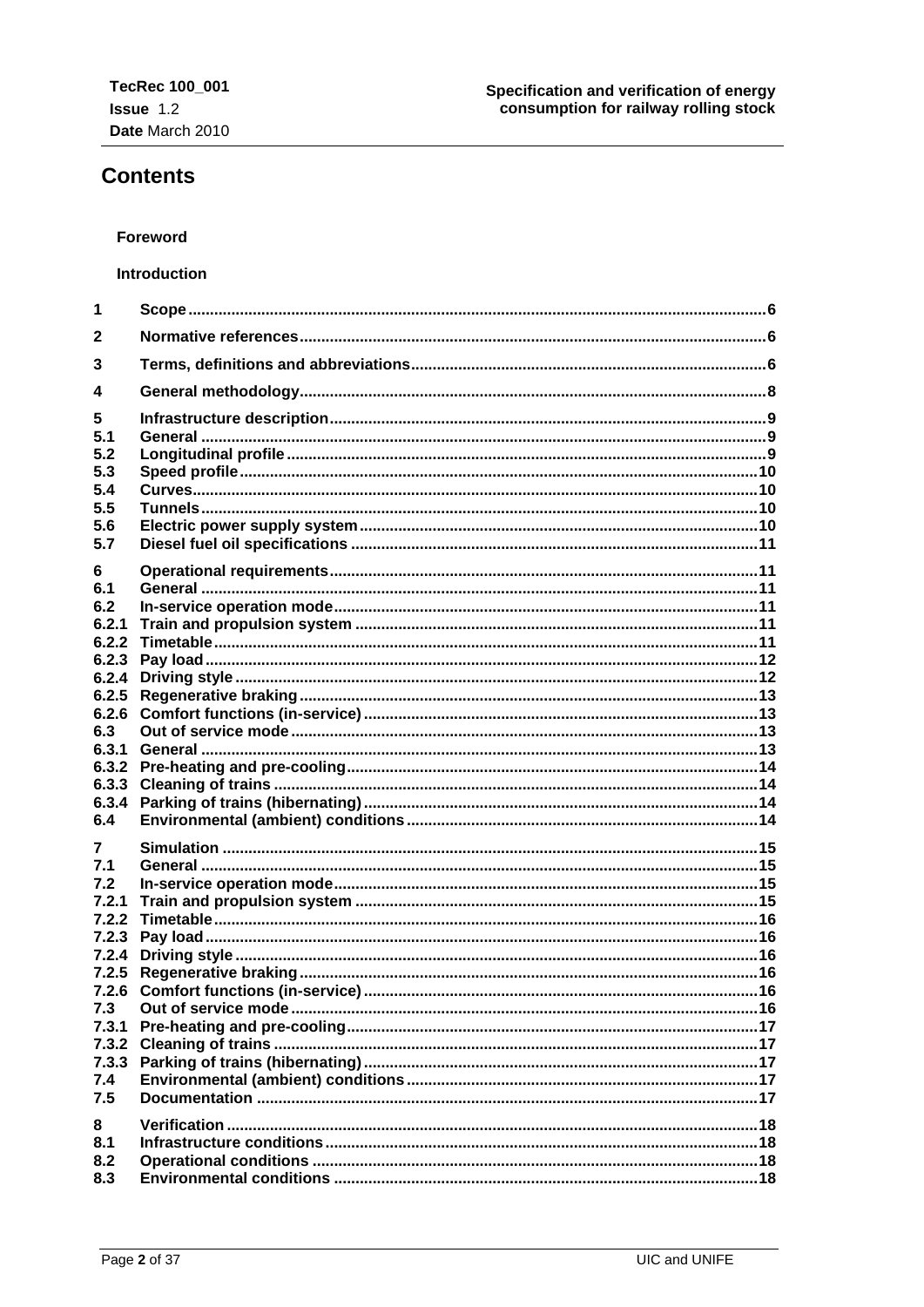# Contents

**Foreword**

**Introduction**

| | | |
|---|---|---|
| 1 | Scope | 6 |
| 2 | Normative references | 6 |
| 3 | Terms, definitions and abbreviations | 6 |
| 4 | General methodology | 8 |
| 5 | Infrastructure description | 9 |
| 5.1 | General | 9 |
| 5.2 | Longitudinal profile | 9 |
| 5.3 | Speed profile | 10 |
| 5.4 | Curves | 10 |
| 5.5 | Tunnels | 10 |
| 5.6 | Electric power supply system | 10 |
| 5.7 | Diesel fuel oil specifications | 11 |
| 6 | Operational requirements | 11 |
| 6.1 | General | 11 |
| 6.2 | In-service operation mode | 11 |
| 6.2.1 | Train and propulsion system | 11 |
| 6.2.2 | Timetable | 11 |
| 6.2.3 | Pay load | 12 |
| 6.2.4 | Driving style | 12 |
| 6.2.5 | Regenerative braking | 13 |
| 6.2.6 | Comfort functions (in-service) | 13 |
| 6.3 | Out of service mode | 13 |
| 6.3.1 | General | 13 |
| 6.3.2 | Pre-heating and pre-cooling | 14 |
| 6.3.3 | Cleaning of trains | 14 |
| 6.3.4 | Parking of trains (hibernating) | 14 |
| 6.4 | Environmental (ambient) conditions | 14 |
| 7 | Simulation | 15 |
| 7.1 | General | 15 |
| 7.2 | In-service operation mode | 15 |
| 7.2.1 | Train and propulsion system | 15 |
| 7.2.2 | Timetable | 16 |
| 7.2.3 | Pay load | 16 |
| 7.2.4 | Driving style | 16 |
| 7.2.5 | Regenerative braking | 16 |
| 7.2.6 | Comfort functions (in-service) | 16 |
| 7.3 | Out of service mode | 16 |
| 7.3.1 | Pre-heating and pre-cooling | 17 |
| 7.3.2 | Cleaning of trains | 17 |
| 7.3.3 | Parking of trains (hibernating) | 17 |
| 7.4 | Environmental (ambient) conditions | 17 |
| 7.5 | Documentation | 17 |
| 8 | Verification | 18 |
| 8.1 | Infrastructure conditions | 18 |
| 8.2 | Operational conditions | 18 |
| 8.3 | Environmental conditions | 18 |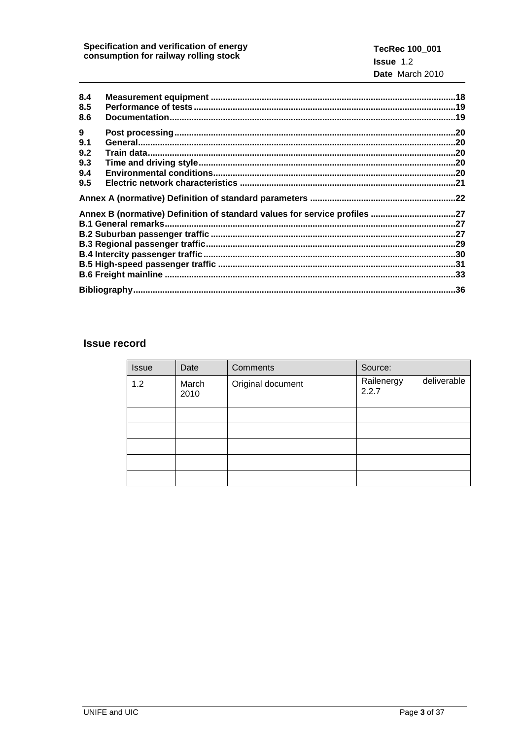8.4 Measurement equipment ....................................................................................................18
8.5 Performance of tests ..........................................................................................................19
8.6 Documentation....................................................................................................................19

9 Post processing ..................................................................................................................20
9.1 General.................................................................................................................................20
9.2 Train data.............................................................................................................................20
9.3 Time and driving style........................................................................................................20
9.4 Environmental conditions..................................................................................................20
9.5 Electric network characteristics ........................................................................................21

Annex A (normative) Definition of standard parameters ...........................................................22

Annex B (normative) Definition of standard values for service profiles ..................................27
B.1 General remarks.......................................................................................................................27
B.2 Suburban passenger traffic ....................................................................................................27
B.3 Regional passenger traffic......................................................................................................29
B.4 Intercity passenger traffic.......................................................................................................30
B.5 High-speed passenger traffic .................................................................................................31
B.6 Freight mainline ......................................................................................................................33

Bibliography...................................................................................................................................36

## Issue record

| Issue | Date | Comments | Source: |
|---|---|---|---|
| 1.2 | March 2010 | Original document | Railenergy deliverable 2.2.7 |
| | | | |
| | | | |
| | | | |
| | | | |
| | | | |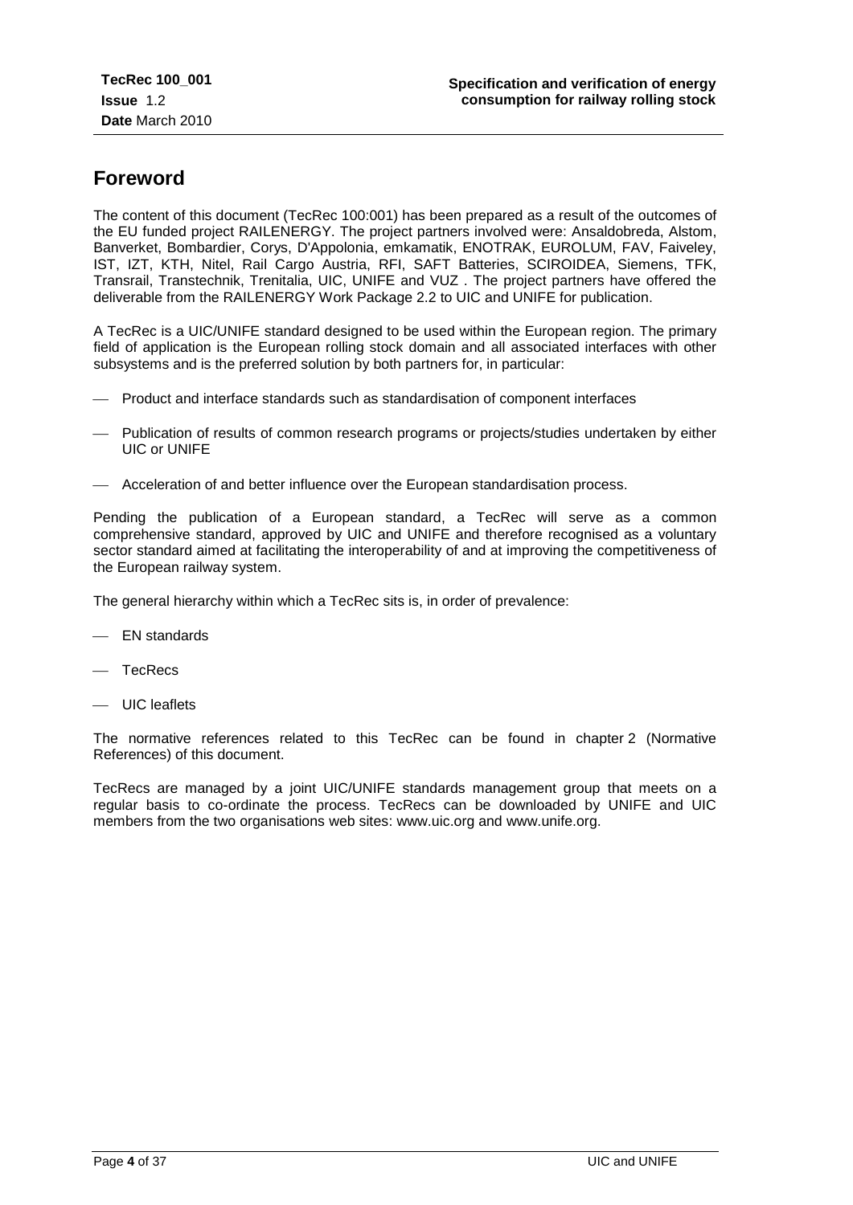# Foreword

The content of this document (TecRec 100:001) has been prepared as a result of the outcomes of the EU funded project RAILENERGY. The project partners involved were: Ansaldobreda, Alstom, Banverket, Bombardier, Corys, D'Appolonia, emkamatik, ENOTRAK, EUROLUM, FAV, Faiveley, IST, IZT, KTH, Nitel, Rail Cargo Austria, RFI, SAFT Batteries, SCIROIDEA, Siemens, TFK, Transrail, Transtechnik, Trenitalia, UIC, UNIFE and VUZ . The project partners have offered the deliverable from the RAILENERGY Work Package 2.2 to UIC and UNIFE for publication.

A TecRec is a UIC/UNIFE standard designed to be used within the European region. The primary field of application is the European rolling stock domain and all associated interfaces with other subsystems and is the preferred solution by both partners for, in particular:

- Product and interface standards such as standardisation of component interfaces
- Publication of results of common research programs or projects/studies undertaken by either UIC or UNIFE
- Acceleration of and better influence over the European standardisation process.

Pending the publication of a European standard, a TecRec will serve as a common comprehensive standard, approved by UIC and UNIFE and therefore recognised as a voluntary sector standard aimed at facilitating the interoperability of and at improving the competitiveness of the European railway system.

The general hierarchy within which a TecRec sits is, in order of prevalence:

- EN standards
- TecRecs
- UIC leaflets

The normative references related to this TecRec can be found in chapter 2 (Normative References) of this document.

TecRecs are managed by a joint UIC/UNIFE standards management group that meets on a regular basis to co-ordinate the process. TecRecs can be downloaded by UNIFE and UIC members from the two organisations web sites: www.uic.org and www.unife.org.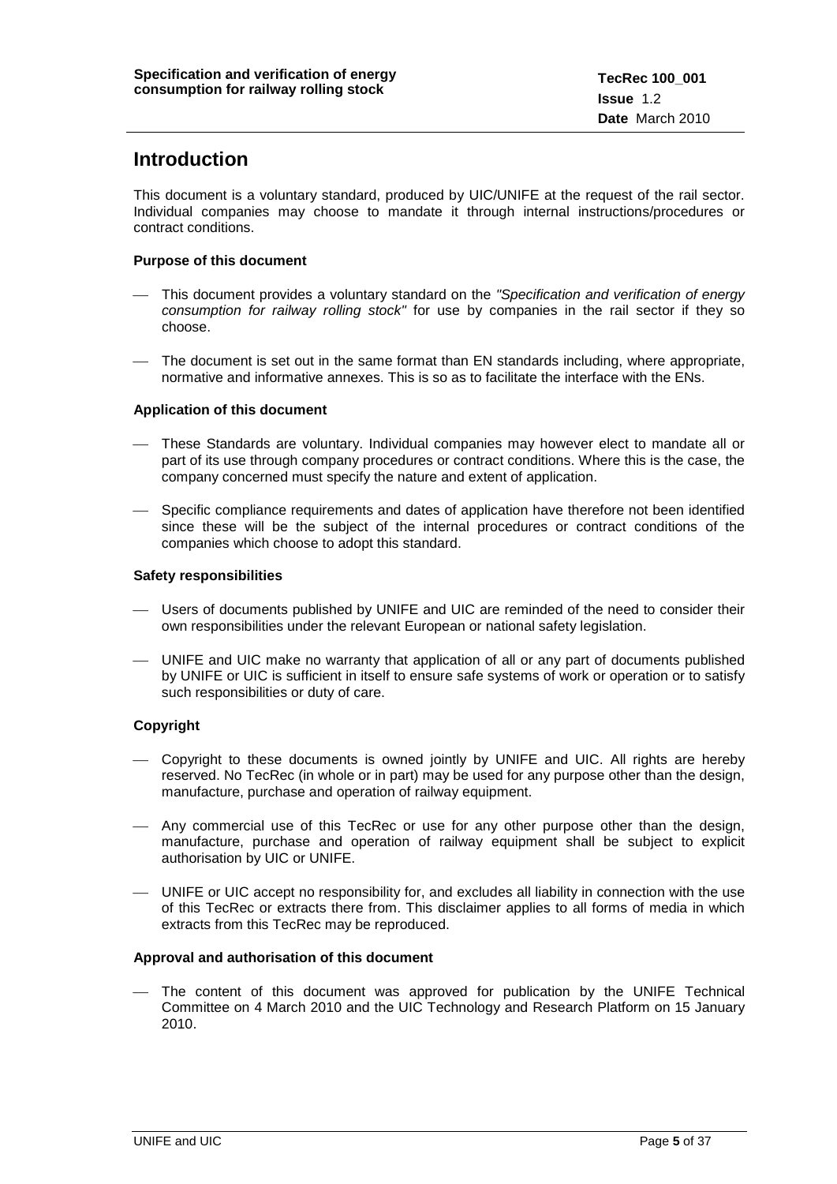# Introduction

This document is a voluntary standard, produced by UIC/UNIFE at the request of the rail sector. Individual companies may choose to mandate it through internal instructions/procedures or contract conditions.

### Purpose of this document

- This document provides a voluntary standard on the *"Specification and verification of energy consumption for railway rolling stock"* for use by companies in the rail sector if they so choose.
- The document is set out in the same format than EN standards including, where appropriate, normative and informative annexes. This is so as to facilitate the interface with the ENs.

### Application of this document

- These Standards are voluntary. Individual companies may however elect to mandate all or part of its use through company procedures or contract conditions. Where this is the case, the company concerned must specify the nature and extent of application.
- Specific compliance requirements and dates of application have therefore not been identified since these will be the subject of the internal procedures or contract conditions of the companies which choose to adopt this standard.

### Safety responsibilities

- Users of documents published by UNIFE and UIC are reminded of the need to consider their own responsibilities under the relevant European or national safety legislation.
- UNIFE and UIC make no warranty that application of all or any part of documents published by UNIFE or UIC is sufficient in itself to ensure safe systems of work or operation or to satisfy such responsibilities or duty of care.

### Copyright

- Copyright to these documents is owned jointly by UNIFE and UIC. All rights are hereby reserved. No TecRec (in whole or in part) may be used for any purpose other than the design, manufacture, purchase and operation of railway equipment.
- Any commercial use of this TecRec or use for any other purpose other than the design, manufacture, purchase and operation of railway equipment shall be subject to explicit authorisation by UIC or UNIFE.
- UNIFE or UIC accept no responsibility for, and excludes all liability in connection with the use of this TecRec or extracts there from. This disclaimer applies to all forms of media in which extracts from this TecRec may be reproduced.

### Approval and authorisation of this document

- The content of this document was approved for publication by the UNIFE Technical Committee on 4 March 2010 and the UIC Technology and Research Platform on 15 January 2010.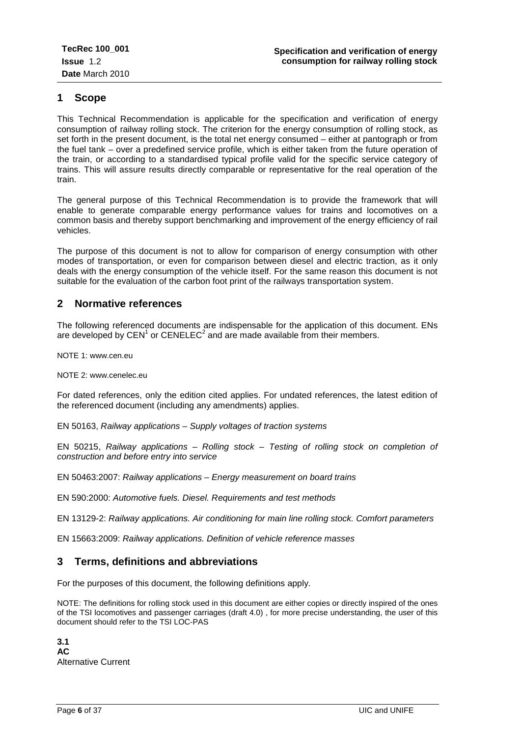## 1 Scope

This Technical Recommendation is applicable for the specification and verification of energy consumption of railway rolling stock. The criterion for the energy consumption of rolling stock, as set forth in the present document, is the total net energy consumed – either at pantograph or from the fuel tank – over a predefined service profile, which is either taken from the future operation of the train, or according to a standardised typical profile valid for the specific service category of trains. This will assure results directly comparable or representative for the real operation of the train.

The general purpose of this Technical Recommendation is to provide the framework that will enable to generate comparable energy performance values for trains and locomotives on a common basis and thereby support benchmarking and improvement of the energy efficiency of rail vehicles.

The purpose of this document is not to allow for comparison of energy consumption with other modes of transportation, or even for comparison between diesel and electric traction, as it only deals with the energy consumption of the vehicle itself. For the same reason this document is not suitable for the evaluation of the carbon foot print of the railways transportation system.

## 2 Normative references

The following referenced documents are indispensable for the application of this document. ENs are developed by CEN[1] or CENELEC[2] and are made available from their members.

NOTE 1: www.cen.eu

NOTE 2: www.cenelec.eu

For dated references, only the edition cited applies. For undated references, the latest edition of the referenced document (including any amendments) applies.

EN 50163, *Railway applications – Supply voltages of traction systems*

EN 50215, *Railway applications – Rolling stock – Testing of rolling stock on completion of construction and before entry into service*

EN 50463:2007: *Railway applications – Energy measurement on board trains*

EN 590:2000: *Automotive fuels. Diesel. Requirements and test methods*

EN 13129-2: *Railway applications. Air conditioning for main line rolling stock. Comfort parameters*

EN 15663:2009: *Railway applications. Definition of vehicle reference masses*

## 3 Terms, definitions and abbreviations

For the purposes of this document, the following definitions apply.

NOTE: The definitions for rolling stock used in this document are either copies or directly inspired of the ones of the TSI locomotives and passenger carriages (draft 4.0) , for more precise understanding, the user of this document should refer to the TSI LOC-PAS

**3.1**
**AC**
Alternative Current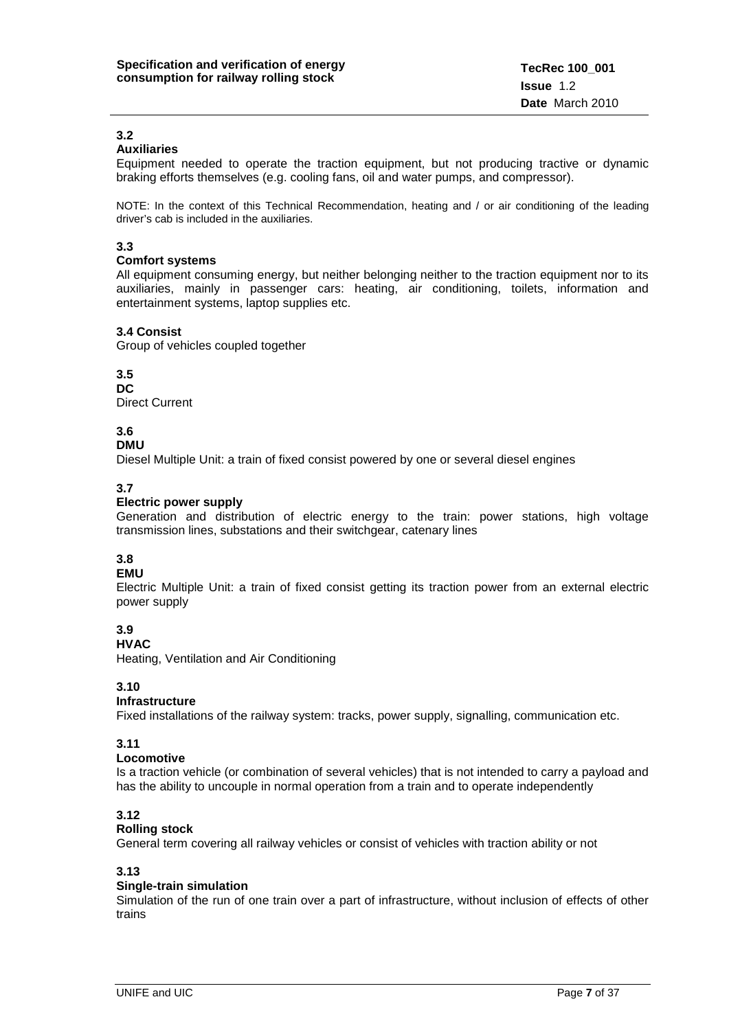**3.2**
**Auxiliaries**
Equipment needed to operate the traction equipment, but not producing tractive or dynamic braking efforts themselves (e.g. cooling fans, oil and water pumps, and compressor).

NOTE: In the context of this Technical Recommendation, heating and / or air conditioning of the leading driver's cab is included in the auxiliaries.

**3.3**
**Comfort systems**
All equipment consuming energy, but neither belonging neither to the traction equipment nor to its auxiliaries, mainly in passenger cars: heating, air conditioning, toilets, information and entertainment systems, laptop supplies etc.

**3.4 Consist**
Group of vehicles coupled together

**3.5**
**DC**
Direct Current

**3.6**
**DMU**
Diesel Multiple Unit: a train of fixed consist powered by one or several diesel engines

**3.7**
**Electric power supply**
Generation and distribution of electric energy to the train: power stations, high voltage transmission lines, substations and their switchgear, catenary lines

**3.8**
**EMU**
Electric Multiple Unit: a train of fixed consist getting its traction power from an external electric power supply

**3.9**
**HVAC**
Heating, Ventilation and Air Conditioning

**3.10**
**Infrastructure**
Fixed installations of the railway system: tracks, power supply, signalling, communication etc.

**3.11**
**Locomotive**
Is a traction vehicle (or combination of several vehicles) that is not intended to carry a payload and has the ability to uncouple in normal operation from a train and to operate independently

**3.12**
**Rolling stock**
General term covering all railway vehicles or consist of vehicles with traction ability or not

**3.13**
**Single-train simulation**
Simulation of the run of one train over a part of infrastructure, without inclusion of effects of other trains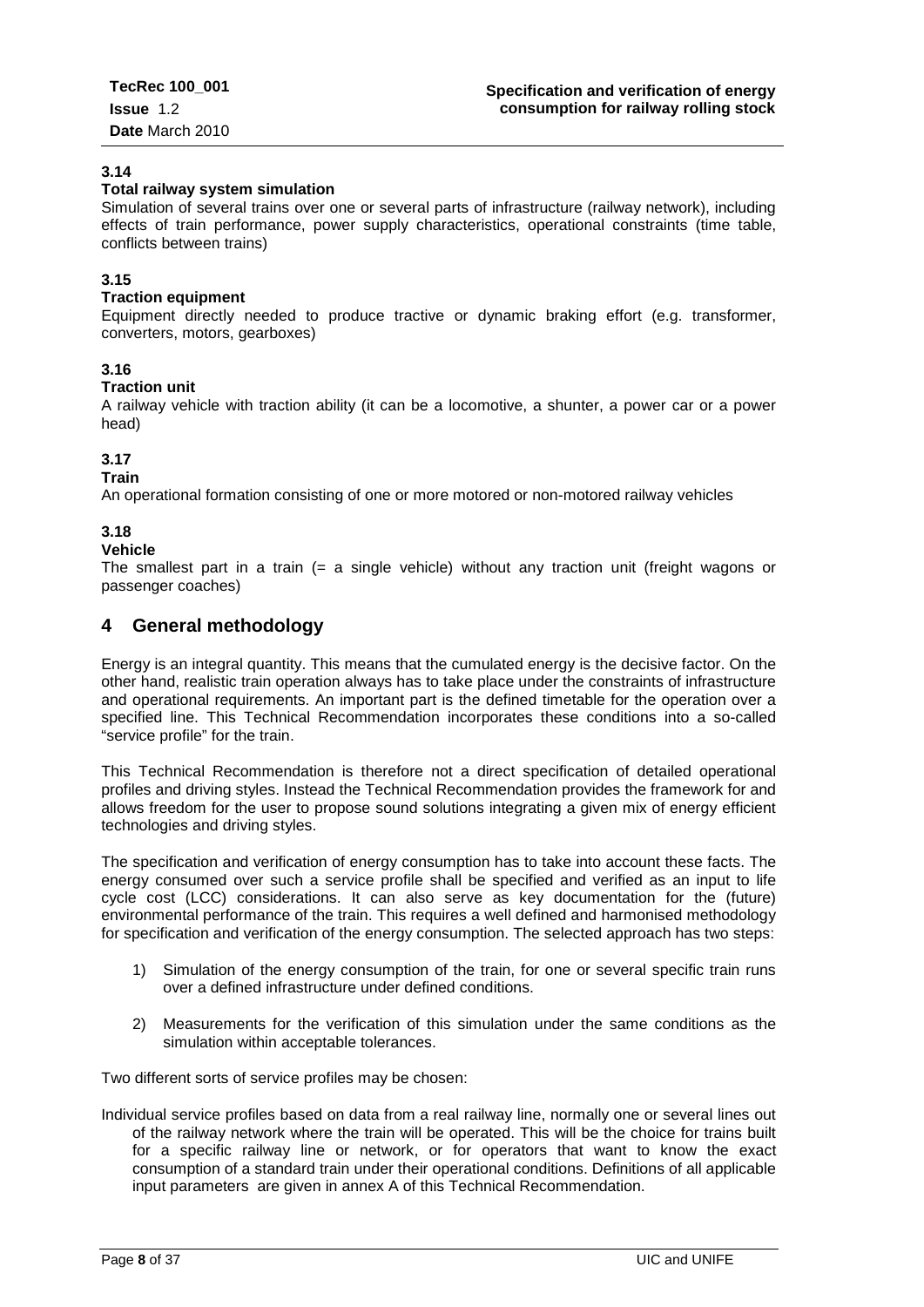**3.14**
**Total railway system simulation**
Simulation of several trains over one or several parts of infrastructure (railway network), including effects of train performance, power supply characteristics, operational constraints (time table, conflicts between trains)

**3.15**
**Traction equipment**
Equipment directly needed to produce tractive or dynamic braking effort (e.g. transformer, converters, motors, gearboxes)

**3.16**
**Traction unit**
A railway vehicle with traction ability (it can be a locomotive, a shunter, a power car or a power head)

**3.17**
**Train**
An operational formation consisting of one or more motored or non-motored railway vehicles

**3.18**
**Vehicle**
The smallest part in a train (= a single vehicle) without any traction unit (freight wagons or passenger coaches)

## 4 General methodology

Energy is an integral quantity. This means that the cumulated energy is the decisive factor. On the other hand, realistic train operation always has to take place under the constraints of infrastructure and operational requirements. An important part is the defined timetable for the operation over a specified line. This Technical Recommendation incorporates these conditions into a so-called "service profile" for the train.

This Technical Recommendation is therefore not a direct specification of detailed operational profiles and driving styles. Instead the Technical Recommendation provides the framework for and allows freedom for the user to propose sound solutions integrating a given mix of energy efficient technologies and driving styles.

The specification and verification of energy consumption has to take into account these facts. The energy consumed over such a service profile shall be specified and verified as an input to life cycle cost (LCC) considerations. It can also serve as key documentation for the (future) environmental performance of the train. This requires a well defined and harmonised methodology for specification and verification of the energy consumption. The selected approach has two steps:

1) Simulation of the energy consumption of the train, for one or several specific train runs over a defined infrastructure under defined conditions.

2) Measurements for the verification of this simulation under the same conditions as the simulation within acceptable tolerances.

Two different sorts of service profiles may be chosen:

Individual service profiles based on data from a real railway line, normally one or several lines out of the railway network where the train will be operated. This will be the choice for trains built for a specific railway line or network, or for operators that want to know the exact consumption of a standard train under their operational conditions. Definitions of all applicable input parameters are given in annex A of this Technical Recommendation.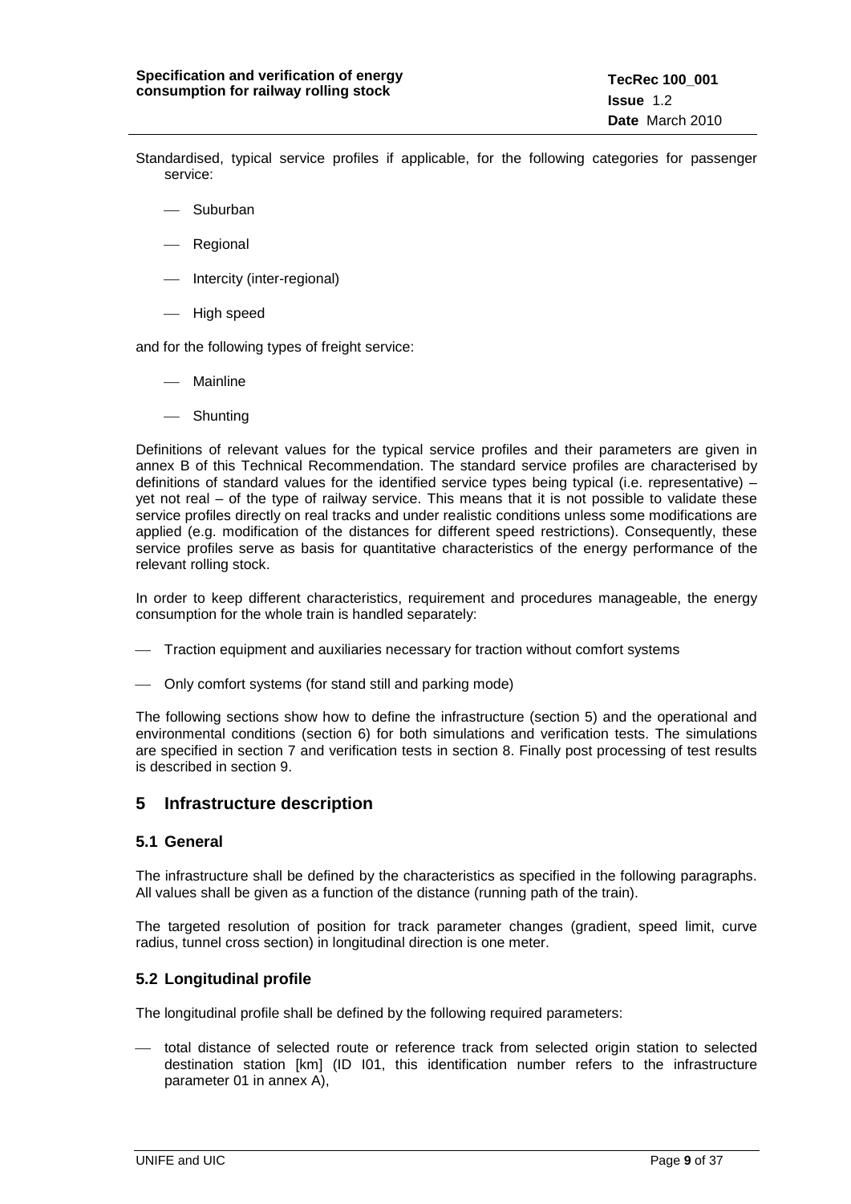Standardised, typical service profiles if applicable, for the following categories for passenger service:

- Suburban
- Regional
- Intercity (inter-regional)
- High speed

and for the following types of freight service:

- Mainline
- Shunting

Definitions of relevant values for the typical service profiles and their parameters are given in annex B of this Technical Recommendation. The standard service profiles are characterised by definitions of standard values for the identified service types being typical (i.e. representative) – yet not real – of the type of railway service. This means that it is not possible to validate these service profiles directly on real tracks and under realistic conditions unless some modifications are applied (e.g. modification of the distances for different speed restrictions). Consequently, these service profiles serve as basis for quantitative characteristics of the energy performance of the relevant rolling stock.

In order to keep different characteristics, requirement and procedures manageable, the energy consumption for the whole train is handled separately:

- Traction equipment and auxiliaries necessary for traction without comfort systems
- Only comfort systems (for stand still and parking mode)

The following sections show how to define the infrastructure (section 5) and the operational and environmental conditions (section 6) for both simulations and verification tests. The simulations are specified in section 7 and verification tests in section 8. Finally post processing of test results is described in section 9.

# 5 Infrastructure description

## 5.1 General

The infrastructure shall be defined by the characteristics as specified in the following paragraphs. All values shall be given as a function of the distance (running path of the train).

The targeted resolution of position for track parameter changes (gradient, speed limit, curve radius, tunnel cross section) in longitudinal direction is one meter.

## 5.2 Longitudinal profile

The longitudinal profile shall be defined by the following required parameters:

- total distance of selected route or reference track from selected origin station to selected destination station [km] (ID I01, this identification number refers to the infrastructure parameter 01 in annex A),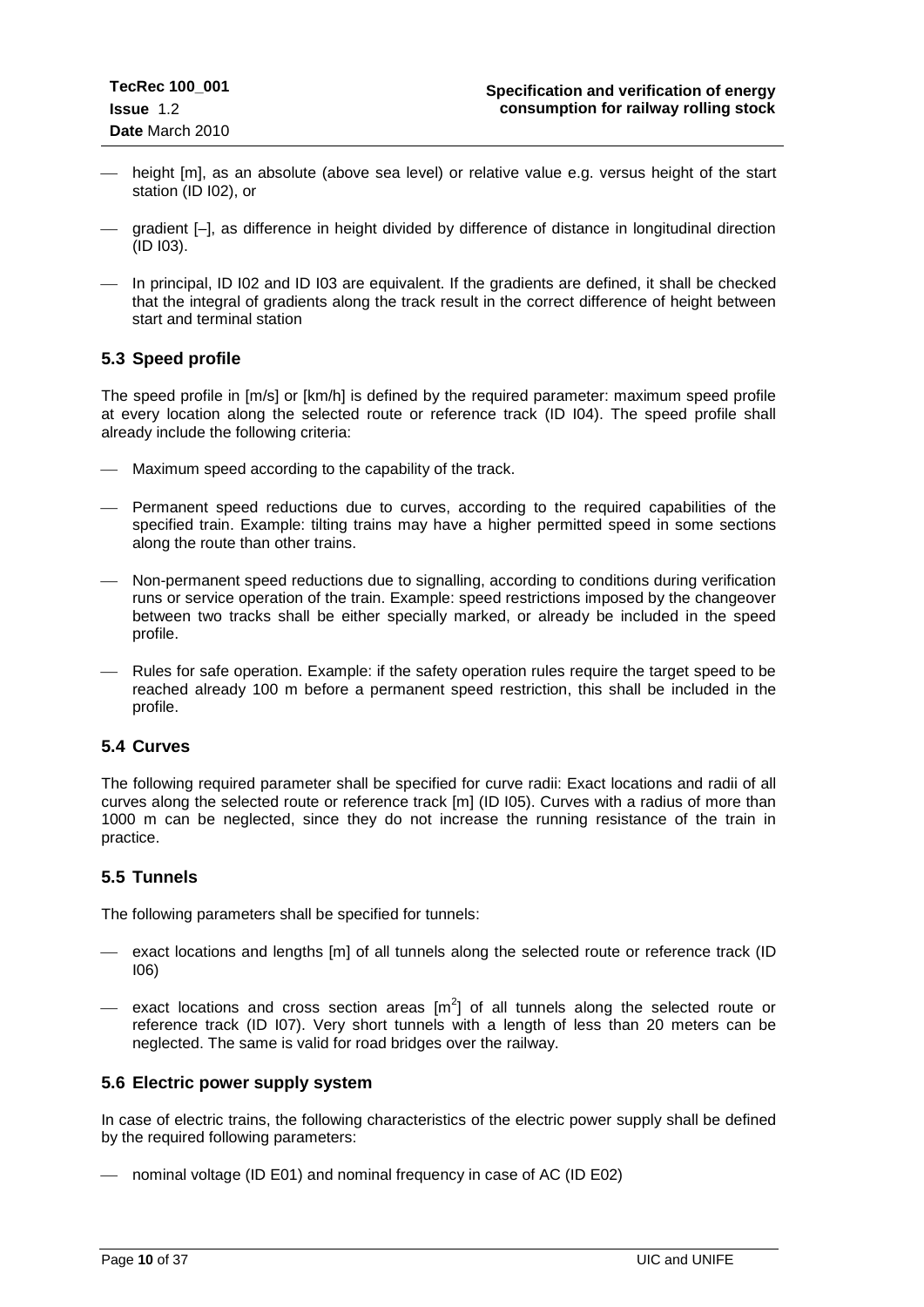- height [m], as an absolute (above sea level) or relative value e.g. versus height of the start station (ID I02), or
- gradient [–], as difference in height divided by difference of distance in longitudinal direction (ID I03).
- In principal, ID I02 and ID I03 are equivalent. If the gradients are defined, it shall be checked that the integral of gradients along the track result in the correct difference of height between start and terminal station

## 5.3 Speed profile

The speed profile in [m/s] or [km/h] is defined by the required parameter: maximum speed profile at every location along the selected route or reference track (ID I04). The speed profile shall already include the following criteria:

- Maximum speed according to the capability of the track.
- Permanent speed reductions due to curves, according to the required capabilities of the specified train. Example: tilting trains may have a higher permitted speed in some sections along the route than other trains.
- Non-permanent speed reductions due to signalling, according to conditions during verification runs or service operation of the train. Example: speed restrictions imposed by the changeover between two tracks shall be either specially marked, or already be included in the speed profile.
- Rules for safe operation. Example: if the safety operation rules require the target speed to be reached already 100 m before a permanent speed restriction, this shall be included in the profile.

## 5.4 Curves

The following required parameter shall be specified for curve radii: Exact locations and radii of all curves along the selected route or reference track [m] (ID I05). Curves with a radius of more than 1000 m can be neglected, since they do not increase the running resistance of the train in practice.

## 5.5 Tunnels

The following parameters shall be specified for tunnels:

- exact locations and lengths [m] of all tunnels along the selected route or reference track (ID I06)
- exact locations and cross section areas [$m^2$] of all tunnels along the selected route or reference track (ID I07). Very short tunnels with a length of less than 20 meters can be neglected. The same is valid for road bridges over the railway.

## 5.6 Electric power supply system

In case of electric trains, the following characteristics of the electric power supply shall be defined by the required following parameters:

- nominal voltage (ID E01) and nominal frequency in case of AC (ID E02)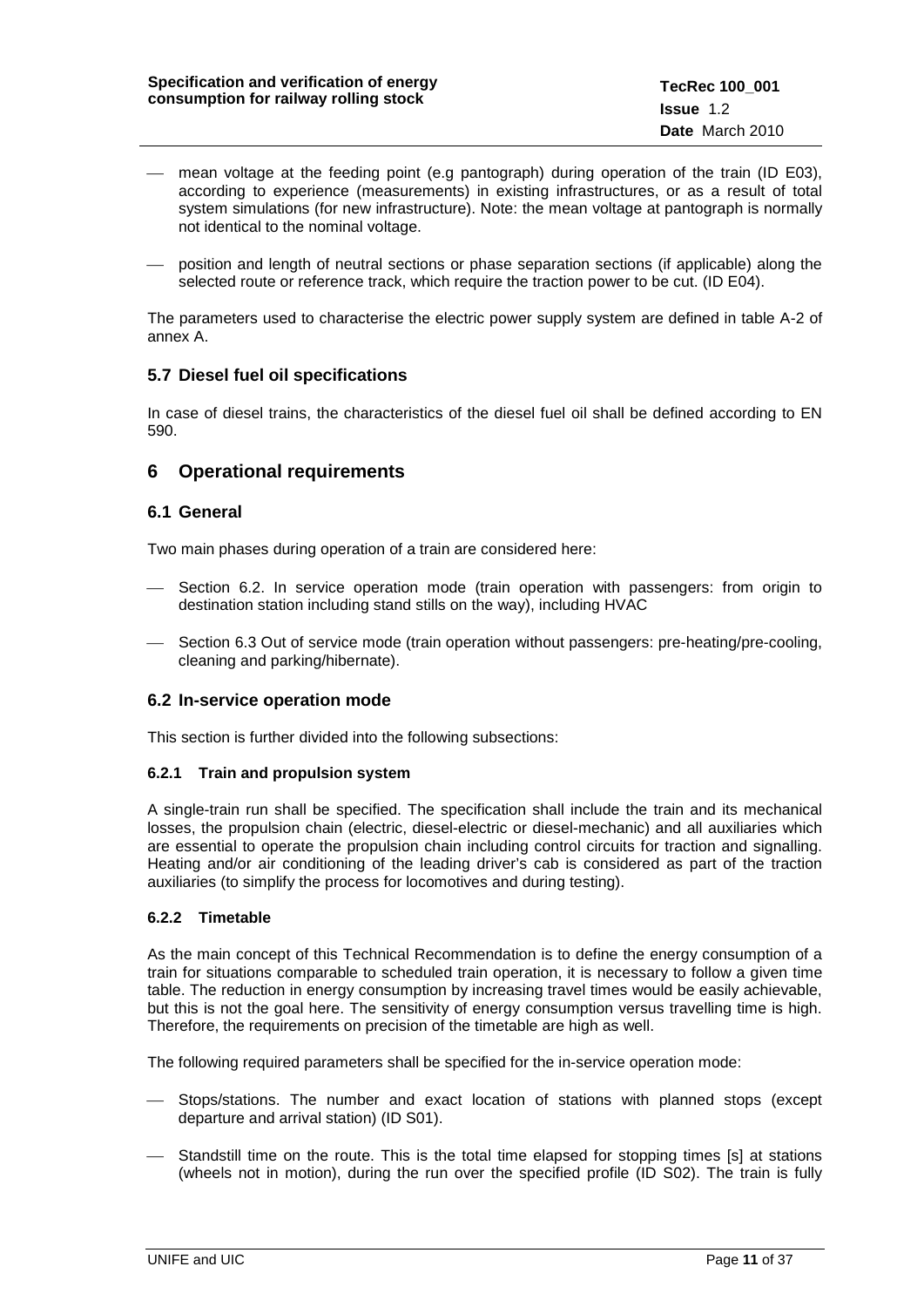- mean voltage at the feeding point (e.g pantograph) during operation of the train (ID E03), according to experience (measurements) in existing infrastructures, or as a result of total system simulations (for new infrastructure). Note: the mean voltage at pantograph is normally not identical to the nominal voltage.
- position and length of neutral sections or phase separation sections (if applicable) along the selected route or reference track, which require the traction power to be cut. (ID E04).

The parameters used to characterise the electric power supply system are defined in table A-2 of annex A.

## 5.7 Diesel fuel oil specifications

In case of diesel trains, the characteristics of the diesel fuel oil shall be defined according to EN 590.

# 6 Operational requirements

## 6.1 General

Two main phases during operation of a train are considered here:

- Section 6.2. In service operation mode (train operation with passengers: from origin to destination station including stand stills on the way), including HVAC
- Section 6.3 Out of service mode (train operation without passengers: pre-heating/pre-cooling, cleaning and parking/hibernate).

## 6.2 In-service operation mode

This section is further divided into the following subsections:

### 6.2.1 Train and propulsion system

A single-train run shall be specified. The specification shall include the train and its mechanical losses, the propulsion chain (electric, diesel-electric or diesel-mechanic) and all auxiliaries which are essential to operate the propulsion chain including control circuits for traction and signalling. Heating and/or air conditioning of the leading driver's cab is considered as part of the traction auxiliaries (to simplify the process for locomotives and during testing).

### 6.2.2 Timetable

As the main concept of this Technical Recommendation is to define the energy consumption of a train for situations comparable to scheduled train operation, it is necessary to follow a given time table. The reduction in energy consumption by increasing travel times would be easily achievable, but this is not the goal here. The sensitivity of energy consumption versus travelling time is high. Therefore, the requirements on precision of the timetable are high as well.

The following required parameters shall be specified for the in-service operation mode:

- Stops/stations. The number and exact location of stations with planned stops (except departure and arrival station) (ID S01).
- Standstill time on the route. This is the total time elapsed for stopping times [s] at stations (wheels not in motion), during the run over the specified profile (ID S02). The train is fully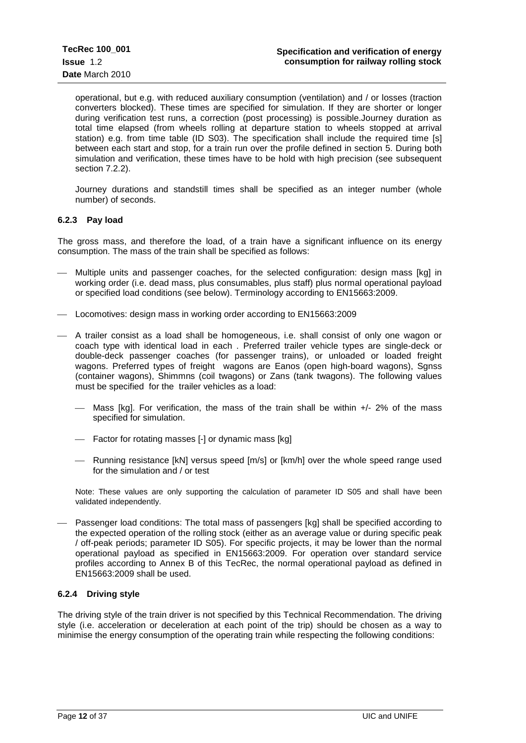operational, but e.g. with reduced auxiliary consumption (ventilation) and / or losses (traction converters blocked). These times are specified for simulation. If they are shorter or longer during verification test runs, a correction (post processing) is possible.Journey duration as total time elapsed (from wheels rolling at departure station to wheels stopped at arrival station) e.g. from time table (ID S03). The specification shall include the required time [s] between each start and stop, for a train run over the profile defined in section 5. During both simulation and verification, these times have to be hold with high precision (see subsequent section 7.2.2).

Journey durations and standstill times shall be specified as an integer number (whole number) of seconds.

### 6.2.3 Pay load

The gross mass, and therefore the load, of a train have a significant influence on its energy consumption. The mass of the train shall be specified as follows:

- Multiple units and passenger coaches, for the selected configuration: design mass [kg] in working order (i.e. dead mass, plus consumables, plus staff) plus normal operational payload or specified load conditions (see below). Terminology according to EN15663:2009.
- Locomotives: design mass in working order according to EN15663:2009
- A trailer consist as a load shall be homogeneous, i.e. shall consist of only one wagon or coach type with identical load in each . Preferred trailer vehicle types are single-deck or double-deck passenger coaches (for passenger trains), or unloaded or loaded freight wagons. Preferred types of freight wagons are Eanos (open high-board wagons), Sgnss (container wagons), Shimmns (coil twagons) or Zans (tank twagons). The following values must be specified for the trailer vehicles as a load:
  - Mass [kg]. For verification, the mass of the train shall be within +/- 2% of the mass specified for simulation.
  - Factor for rotating masses [-] or dynamic mass [kg]
  - Running resistance [kN] versus speed [m/s] or [km/h] over the whole speed range used for the simulation and / or test

  Note: These values are only supporting the calculation of parameter ID S05 and shall have been validated independently.
- Passenger load conditions: The total mass of passengers [kg] shall be specified according to the expected operation of the rolling stock (either as an average value or during specific peak / off-peak periods; parameter ID S05). For specific projects, it may be lower than the normal operational payload as specified in EN15663:2009. For operation over standard service profiles according to Annex B of this TecRec, the normal operational payload as defined in EN15663:2009 shall be used.

### 6.2.4 Driving style

The driving style of the train driver is not specified by this Technical Recommendation. The driving style (i.e. acceleration or deceleration at each point of the trip) should be chosen as a way to minimise the energy consumption of the operating train while respecting the following conditions: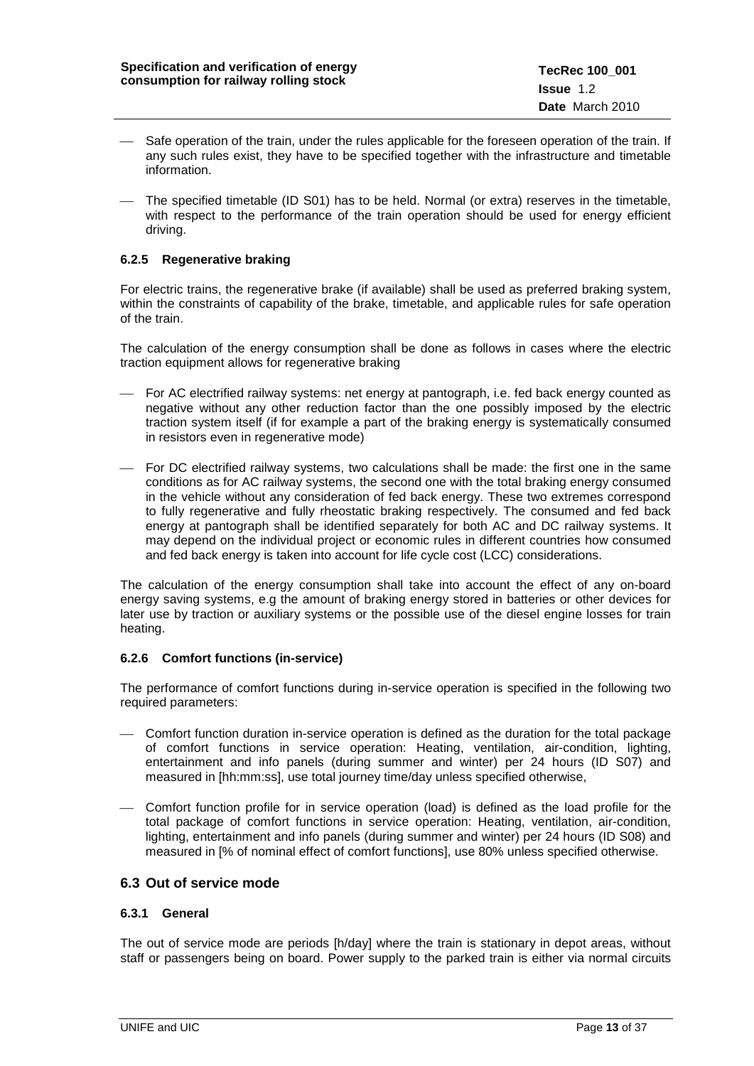- Safe operation of the train, under the rules applicable for the foreseen operation of the train. If any such rules exist, they have to be specified together with the infrastructure and timetable information.
- The specified timetable (ID S01) has to be held. Normal (or extra) reserves in the timetable, with respect to the performance of the train operation should be used for energy efficient driving.

#### 6.2.5 Regenerative braking

For electric trains, the regenerative brake (if available) shall be used as preferred braking system, within the constraints of capability of the brake, timetable, and applicable rules for safe operation of the train.

The calculation of the energy consumption shall be done as follows in cases where the electric traction equipment allows for regenerative braking

- For AC electrified railway systems: net energy at pantograph, i.e. fed back energy counted as negative without any other reduction factor than the one possibly imposed by the electric traction system itself (if for example a part of the braking energy is systematically consumed in resistors even in regenerative mode)
- For DC electrified railway systems, two calculations shall be made: the first one in the same conditions as for AC railway systems, the second one with the total braking energy consumed in the vehicle without any consideration of fed back energy. These two extremes correspond to fully regenerative and fully rheostatic braking respectively. The consumed and fed back energy at pantograph shall be identified separately for both AC and DC railway systems. It may depend on the individual project or economic rules in different countries how consumed and fed back energy is taken into account for life cycle cost (LCC) considerations.

The calculation of the energy consumption shall take into account the effect of any on-board energy saving systems, e.g the amount of braking energy stored in batteries or other devices for later use by traction or auxiliary systems or the possible use of the diesel engine losses for train heating.

#### 6.2.6 Comfort functions (in-service)

The performance of comfort functions during in-service operation is specified in the following two required parameters:

- Comfort function duration in-service operation is defined as the duration for the total package of comfort functions in service operation: Heating, ventilation, air-condition, lighting, entertainment and info panels (during summer and winter) per 24 hours (ID S07) and measured in [hh:mm:ss], use total journey time/day unless specified otherwise,
- Comfort function profile for in service operation (load) is defined as the load profile for the total package of comfort functions in service operation: Heating, ventilation, air-condition, lighting, entertainment and info panels (during summer and winter) per 24 hours (ID S08) and measured in [% of nominal effect of comfort functions], use 80% unless specified otherwise.

### 6.3 Out of service mode

#### 6.3.1 General

The out of service mode are periods [h/day] where the train is stationary in depot areas, without staff or passengers being on board. Power supply to the parked train is either via normal circuits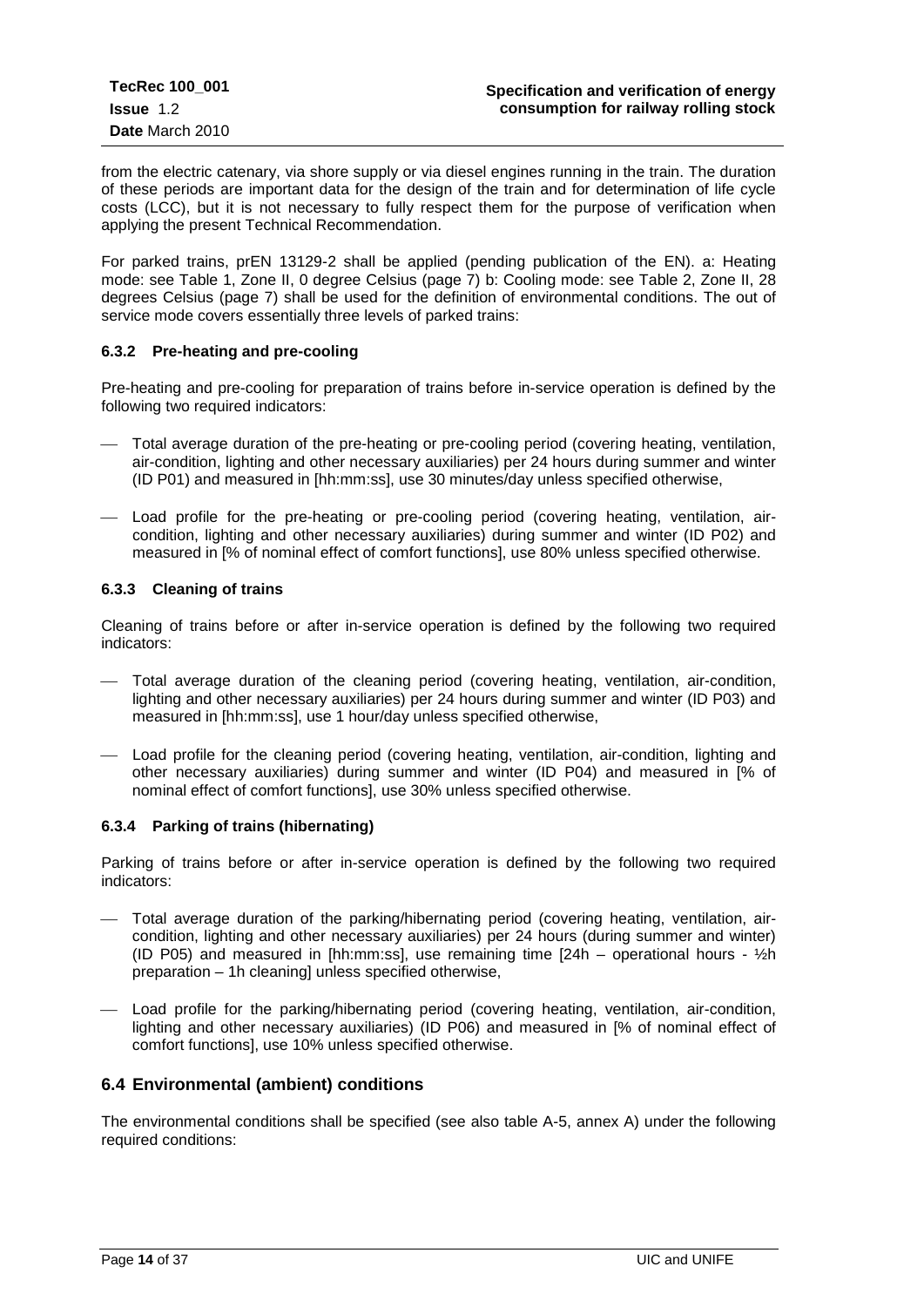from the electric catenary, via shore supply or via diesel engines running in the train. The duration of these periods are important data for the design of the train and for determination of life cycle costs (LCC), but it is not necessary to fully respect them for the purpose of verification when applying the present Technical Recommendation.

For parked trains, prEN 13129-2 shall be applied (pending publication of the EN). a: Heating mode: see Table 1, Zone II, 0 degree Celsius (page 7) b: Cooling mode: see Table 2, Zone II, 28 degrees Celsius (page 7) shall be used for the definition of environmental conditions. The out of service mode covers essentially three levels of parked trains:

### 6.3.2 Pre-heating and pre-cooling

Pre-heating and pre-cooling for preparation of trains before in-service operation is defined by the following two required indicators:

- Total average duration of the pre-heating or pre-cooling period (covering heating, ventilation, air-condition, lighting and other necessary auxiliaries) per 24 hours during summer and winter (ID P01) and measured in [hh:mm:ss], use 30 minutes/day unless specified otherwise,
- Load profile for the pre-heating or pre-cooling period (covering heating, ventilation, air-condition, lighting and other necessary auxiliaries) during summer and winter (ID P02) and measured in [% of nominal effect of comfort functions], use 80% unless specified otherwise.

### 6.3.3 Cleaning of trains

Cleaning of trains before or after in-service operation is defined by the following two required indicators:

- Total average duration of the cleaning period (covering heating, ventilation, air-condition, lighting and other necessary auxiliaries) per 24 hours during summer and winter (ID P03) and measured in [hh:mm:ss], use 1 hour/day unless specified otherwise,
- Load profile for the cleaning period (covering heating, ventilation, air-condition, lighting and other necessary auxiliaries) during summer and winter (ID P04) and measured in [% of nominal effect of comfort functions], use 30% unless specified otherwise.

### 6.3.4 Parking of trains (hibernating)

Parking of trains before or after in-service operation is defined by the following two required indicators:

- Total average duration of the parking/hibernating period (covering heating, ventilation, air-condition, lighting and other necessary auxiliaries) per 24 hours (during summer and winter) (ID P05) and measured in [hh:mm:ss], use remaining time [24h – operational hours - ½h preparation – 1h cleaning] unless specified otherwise,
- Load profile for the parking/hibernating period (covering heating, ventilation, air-condition, lighting and other necessary auxiliaries) (ID P06) and measured in [% of nominal effect of comfort functions], use 10% unless specified otherwise.

## 6.4 Environmental (ambient) conditions

The environmental conditions shall be specified (see also table A-5, annex A) under the following required conditions: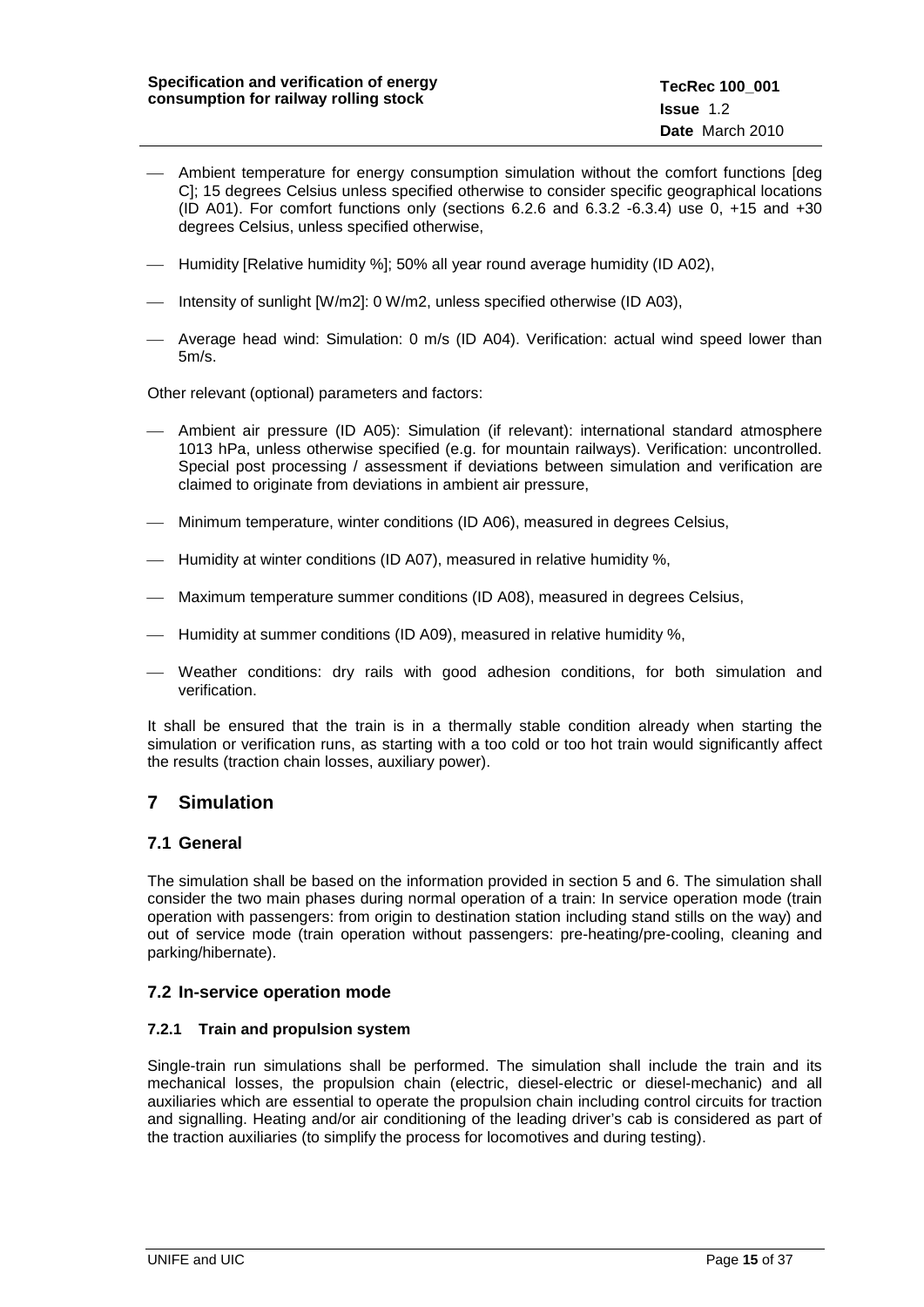- Ambient temperature for energy consumption simulation without the comfort functions [deg C]; 15 degrees Celsius unless specified otherwise to consider specific geographical locations (ID A01). For comfort functions only (sections 6.2.6 and 6.3.2 -6.3.4) use 0, +15 and +30 degrees Celsius, unless specified otherwise,

- Humidity [Relative humidity %]; 50% all year round average humidity (ID A02),

- Intensity of sunlight [W/m2]: 0 W/m2, unless specified otherwise (ID A03),

- Average head wind: Simulation: 0 m/s (ID A04). Verification: actual wind speed lower than 5m/s.

Other relevant (optional) parameters and factors:

- Ambient air pressure (ID A05): Simulation (if relevant): international standard atmosphere 1013 hPa, unless otherwise specified (e.g. for mountain railways). Verification: uncontrolled. Special post processing / assessment if deviations between simulation and verification are claimed to originate from deviations in ambient air pressure,

- Minimum temperature, winter conditions (ID A06), measured in degrees Celsius,

- Humidity at winter conditions (ID A07), measured in relative humidity %,

- Maximum temperature summer conditions (ID A08), measured in degrees Celsius,

- Humidity at summer conditions (ID A09), measured in relative humidity %,

- Weather conditions: dry rails with good adhesion conditions, for both simulation and verification.

It shall be ensured that the train is in a thermally stable condition already when starting the simulation or verification runs, as starting with a too cold or too hot train would significantly affect the results (traction chain losses, auxiliary power).

# 7 Simulation

## 7.1 General

The simulation shall be based on the information provided in section 5 and 6. The simulation shall consider the two main phases during normal operation of a train: In service operation mode (train operation with passengers: from origin to destination station including stand stills on the way) and out of service mode (train operation without passengers: pre-heating/pre-cooling, cleaning and parking/hibernate).

## 7.2 In-service operation mode

### 7.2.1 Train and propulsion system

Single-train run simulations shall be performed. The simulation shall include the train and its mechanical losses, the propulsion chain (electric, diesel-electric or diesel-mechanic) and all auxiliaries which are essential to operate the propulsion chain including control circuits for traction and signalling. Heating and/or air conditioning of the leading driver's cab is considered as part of the traction auxiliaries (to simplify the process for locomotives and during testing).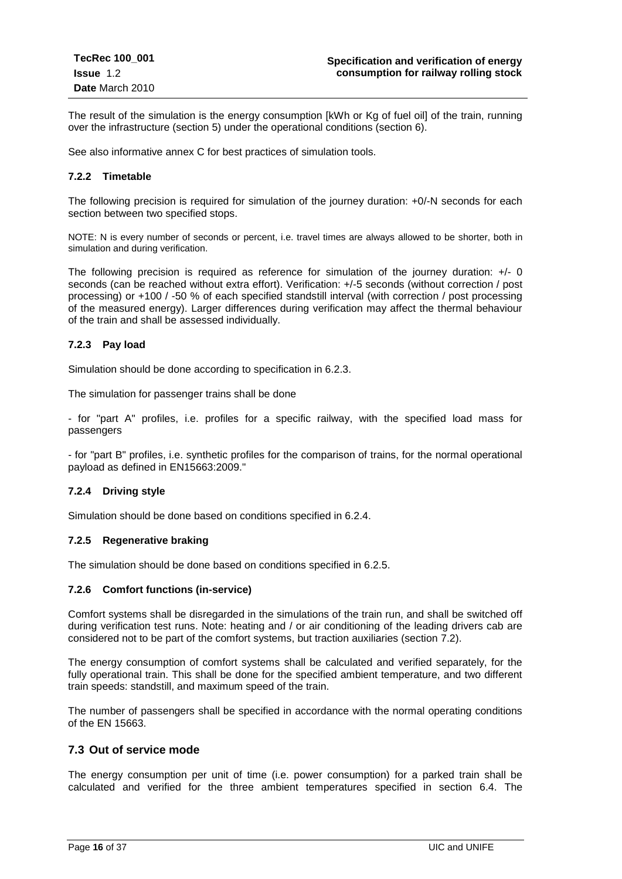The result of the simulation is the energy consumption [kWh or Kg of fuel oil] of the train, running over the infrastructure (section 5) under the operational conditions (section 6).

See also informative annex C for best practices of simulation tools.

### 7.2.2 Timetable

The following precision is required for simulation of the journey duration: +0/-N seconds for each section between two specified stops.

NOTE: N is every number of seconds or percent, i.e. travel times are always allowed to be shorter, both in simulation and during verification.

The following precision is required as reference for simulation of the journey duration: +/- 0 seconds (can be reached without extra effort). Verification: +/-5 seconds (without correction / post processing) or +100 / -50 % of each specified standstill interval (with correction / post processing of the measured energy). Larger differences during verification may affect the thermal behaviour of the train and shall be assessed individually.

### 7.2.3 Pay load

Simulation should be done according to specification in 6.2.3.

The simulation for passenger trains shall be done

- for "part A" profiles, i.e. profiles for a specific railway, with the specified load mass for passengers

- for "part B" profiles, i.e. synthetic profiles for the comparison of trains, for the normal operational payload as defined in EN15663:2009."

### 7.2.4 Driving style

Simulation should be done based on conditions specified in 6.2.4.

### 7.2.5 Regenerative braking

The simulation should be done based on conditions specified in 6.2.5.

### 7.2.6 Comfort functions (in-service)

Comfort systems shall be disregarded in the simulations of the train run, and shall be switched off during verification test runs. Note: heating and / or air conditioning of the leading drivers cab are considered not to be part of the comfort systems, but traction auxiliaries (section 7.2).

The energy consumption of comfort systems shall be calculated and verified separately, for the fully operational train. This shall be done for the specified ambient temperature, and two different train speeds: standstill, and maximum speed of the train.

The number of passengers shall be specified in accordance with the normal operating conditions of the EN 15663.

## 7.3 Out of service mode

The energy consumption per unit of time (i.e. power consumption) for a parked train shall be calculated and verified for the three ambient temperatures specified in section 6.4. The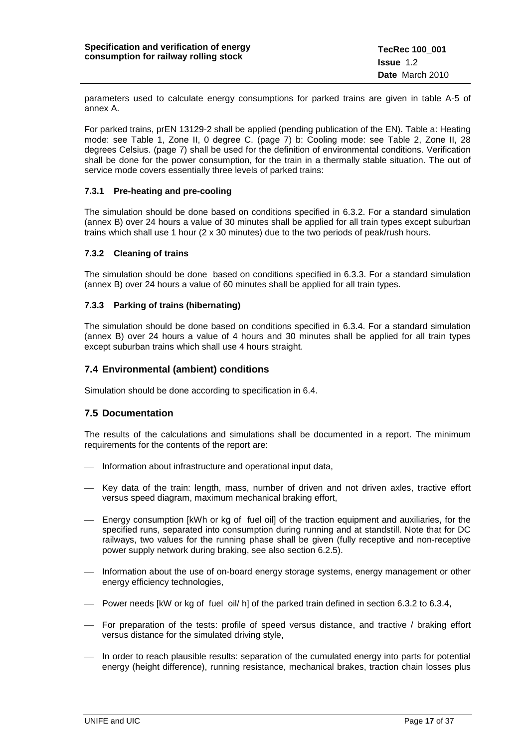parameters used to calculate energy consumptions for parked trains are given in table A-5 of annex A.

For parked trains, prEN 13129-2 shall be applied (pending publication of the EN). Table a: Heating mode: see Table 1, Zone II, 0 degree C. (page 7) b: Cooling mode: see Table 2, Zone II, 28 degrees Celsius. (page 7) shall be used for the definition of environmental conditions. Verification shall be done for the power consumption, for the train in a thermally stable situation. The out of service mode covers essentially three levels of parked trains:

#### 7.3.1 Pre-heating and pre-cooling

The simulation should be done based on conditions specified in 6.3.2. For a standard simulation (annex B) over 24 hours a value of 30 minutes shall be applied for all train types except suburban trains which shall use 1 hour (2 x 30 minutes) due to the two periods of peak/rush hours.

#### 7.3.2 Cleaning of trains

The simulation should be done based on conditions specified in 6.3.3. For a standard simulation (annex B) over 24 hours a value of 60 minutes shall be applied for all train types.

#### 7.3.3 Parking of trains (hibernating)

The simulation should be done based on conditions specified in 6.3.4. For a standard simulation (annex B) over 24 hours a value of 4 hours and 30 minutes shall be applied for all train types except suburban trains which shall use 4 hours straight.

### 7.4 Environmental (ambient) conditions

Simulation should be done according to specification in 6.4.

### 7.5 Documentation

The results of the calculations and simulations shall be documented in a report. The minimum requirements for the contents of the report are:

- Information about infrastructure and operational input data,
- Key data of the train: length, mass, number of driven and not driven axles, tractive effort versus speed diagram, maximum mechanical braking effort,
- Energy consumption [kWh or kg of fuel oil] of the traction equipment and auxiliaries, for the specified runs, separated into consumption during running and at standstill. Note that for DC railways, two values for the running phase shall be given (fully receptive and non-receptive power supply network during braking, see also section 6.2.5).
- Information about the use of on-board energy storage systems, energy management or other energy efficiency technologies,
- Power needs [kW or kg of fuel oil/ h] of the parked train defined in section 6.3.2 to 6.3.4,
- For preparation of the tests: profile of speed versus distance, and tractive / braking effort versus distance for the simulated driving style,
- In order to reach plausible results: separation of the cumulated energy into parts for potential energy (height difference), running resistance, mechanical brakes, traction chain losses plus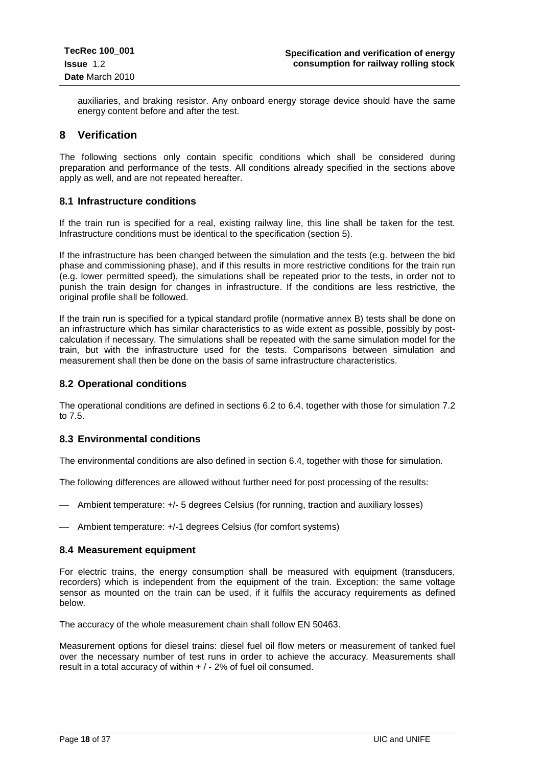auxiliaries, and braking resistor. Any onboard energy storage device should have the same energy content before and after the test.

# 8 Verification

The following sections only contain specific conditions which shall be considered during preparation and performance of the tests. All conditions already specified in the sections above apply as well, and are not repeated hereafter.

## 8.1 Infrastructure conditions

If the train run is specified for a real, existing railway line, this line shall be taken for the test. Infrastructure conditions must be identical to the specification (section 5).

If the infrastructure has been changed between the simulation and the tests (e.g. between the bid phase and commissioning phase), and if this results in more restrictive conditions for the train run (e.g. lower permitted speed), the simulations shall be repeated prior to the tests, in order not to punish the train design for changes in infrastructure. If the conditions are less restrictive, the original profile shall be followed.

If the train run is specified for a typical standard profile (normative annex B) tests shall be done on an infrastructure which has similar characteristics to as wide extent as possible, possibly by post-calculation if necessary. The simulations shall be repeated with the same simulation model for the train, but with the infrastructure used for the tests. Comparisons between simulation and measurement shall then be done on the basis of same infrastructure characteristics.

## 8.2 Operational conditions

The operational conditions are defined in sections 6.2 to 6.4, together with those for simulation 7.2 to 7.5.

## 8.3 Environmental conditions

The environmental conditions are also defined in section 6.4, together with those for simulation.

The following differences are allowed without further need for post processing of the results:

- Ambient temperature: +/- 5 degrees Celsius (for running, traction and auxiliary losses)
- Ambient temperature: +/-1 degrees Celsius (for comfort systems)

## 8.4 Measurement equipment

For electric trains, the energy consumption shall be measured with equipment (transducers, recorders) which is independent from the equipment of the train. Exception: the same voltage sensor as mounted on the train can be used, if it fulfils the accuracy requirements as defined below.

The accuracy of the whole measurement chain shall follow EN 50463.

Measurement options for diesel trains: diesel fuel oil flow meters or measurement of tanked fuel over the necessary number of test runs in order to achieve the accuracy. Measurements shall result in a total accuracy of within + / - 2% of fuel oil consumed.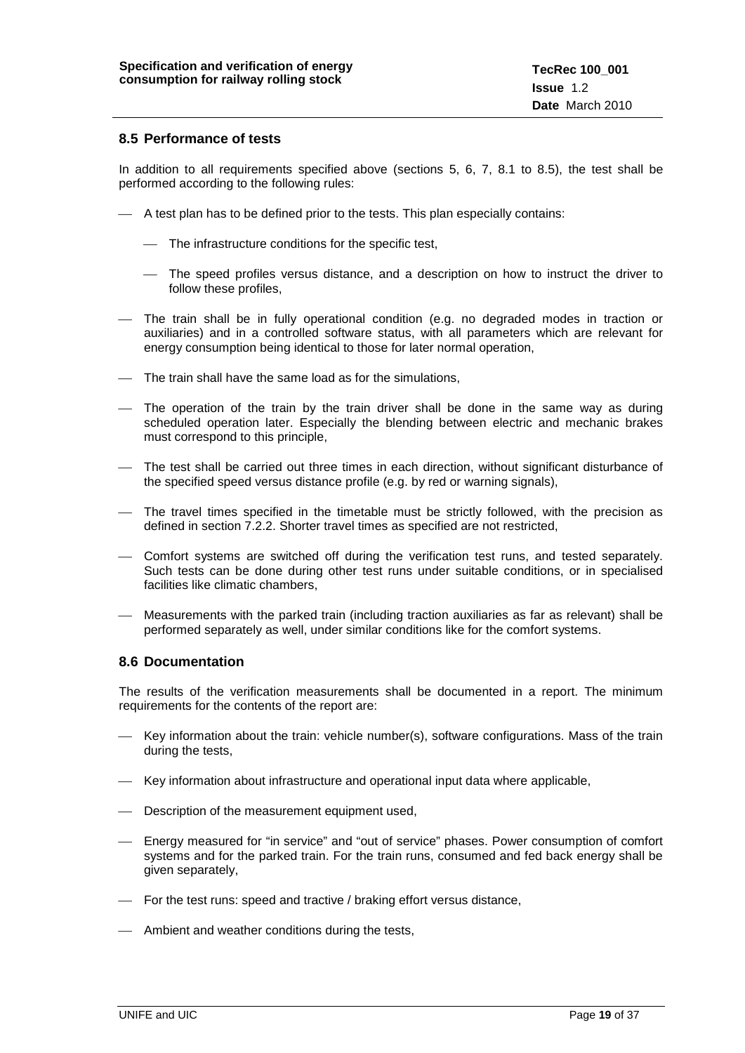## 8.5 Performance of tests

In addition to all requirements specified above (sections 5, 6, 7, 8.1 to 8.5), the test shall be performed according to the following rules:

- A test plan has to be defined prior to the tests. This plan especially contains:
  - The infrastructure conditions for the specific test,
  - The speed profiles versus distance, and a description on how to instruct the driver to follow these profiles,
- The train shall be in fully operational condition (e.g. no degraded modes in traction or auxiliaries) and in a controlled software status, with all parameters which are relevant for energy consumption being identical to those for later normal operation,
- The train shall have the same load as for the simulations,
- The operation of the train by the train driver shall be done in the same way as during scheduled operation later. Especially the blending between electric and mechanic brakes must correspond to this principle,
- The test shall be carried out three times in each direction, without significant disturbance of the specified speed versus distance profile (e.g. by red or warning signals),
- The travel times specified in the timetable must be strictly followed, with the precision as defined in section 7.2.2. Shorter travel times as specified are not restricted,
- Comfort systems are switched off during the verification test runs, and tested separately. Such tests can be done during other test runs under suitable conditions, or in specialised facilities like climatic chambers,
- Measurements with the parked train (including traction auxiliaries as far as relevant) shall be performed separately as well, under similar conditions like for the comfort systems.

## 8.6 Documentation

The results of the verification measurements shall be documented in a report. The minimum requirements for the contents of the report are:

- Key information about the train: vehicle number(s), software configurations. Mass of the train during the tests,
- Key information about infrastructure and operational input data where applicable,
- Description of the measurement equipment used,
- Energy measured for "in service" and "out of service" phases. Power consumption of comfort systems and for the parked train. For the train runs, consumed and fed back energy shall be given separately,
- For the test runs: speed and tractive / braking effort versus distance,
- Ambient and weather conditions during the tests,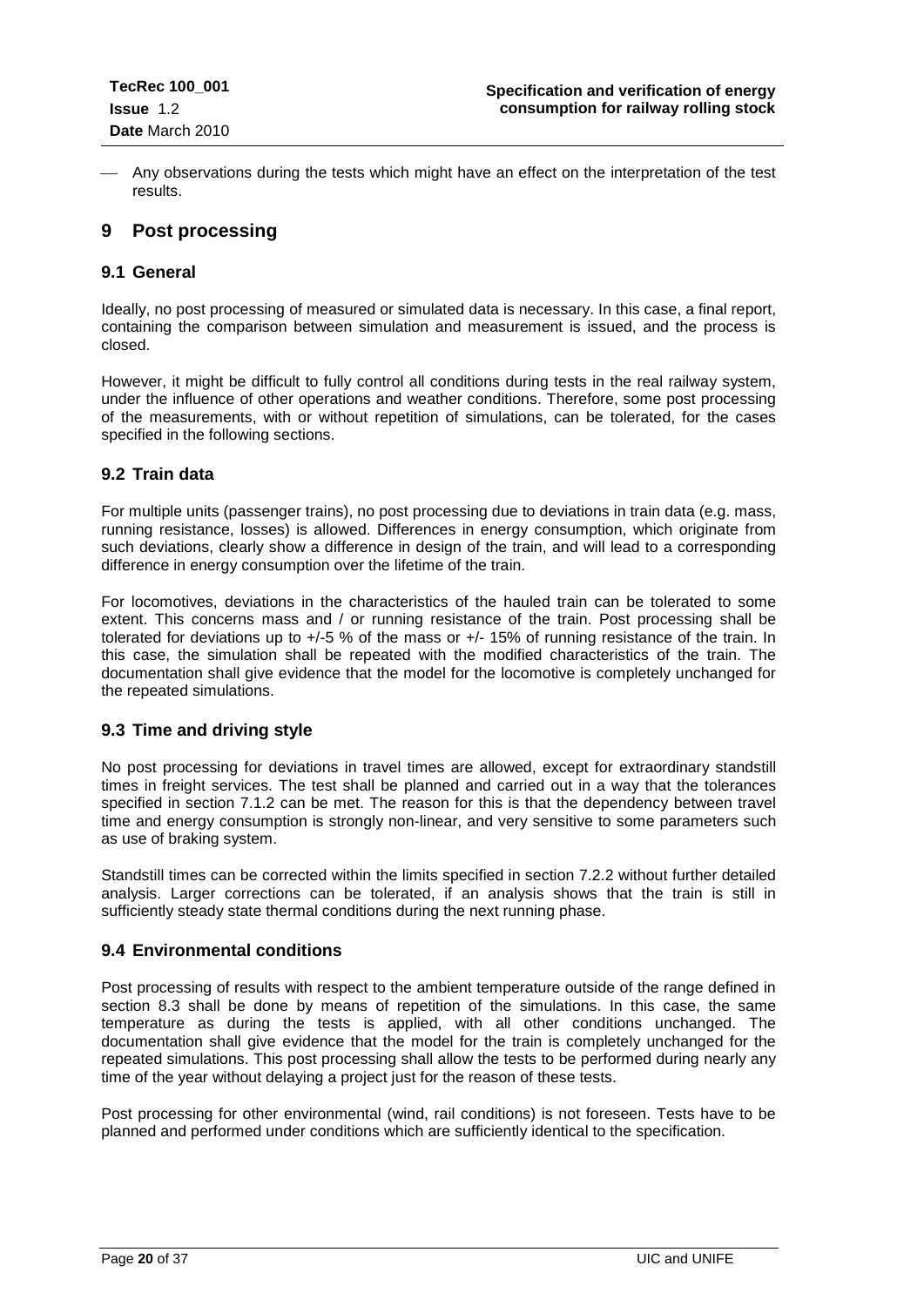- Any observations during the tests which might have an effect on the interpretation of the test results.

# 9 Post processing

## 9.1 General

Ideally, no post processing of measured or simulated data is necessary. In this case, a final report, containing the comparison between simulation and measurement is issued, and the process is closed.

However, it might be difficult to fully control all conditions during tests in the real railway system, under the influence of other operations and weather conditions. Therefore, some post processing of the measurements, with or without repetition of simulations, can be tolerated, for the cases specified in the following sections.

## 9.2 Train data

For multiple units (passenger trains), no post processing due to deviations in train data (e.g. mass, running resistance, losses) is allowed. Differences in energy consumption, which originate from such deviations, clearly show a difference in design of the train, and will lead to a corresponding difference in energy consumption over the lifetime of the train.

For locomotives, deviations in the characteristics of the hauled train can be tolerated to some extent. This concerns mass and / or running resistance of the train. Post processing shall be tolerated for deviations up to +/-5 % of the mass or +/- 15% of running resistance of the train. In this case, the simulation shall be repeated with the modified characteristics of the train. The documentation shall give evidence that the model for the locomotive is completely unchanged for the repeated simulations.

## 9.3 Time and driving style

No post processing for deviations in travel times are allowed, except for extraordinary standstill times in freight services. The test shall be planned and carried out in a way that the tolerances specified in section 7.1.2 can be met. The reason for this is that the dependency between travel time and energy consumption is strongly non-linear, and very sensitive to some parameters such as use of braking system.

Standstill times can be corrected within the limits specified in section 7.2.2 without further detailed analysis. Larger corrections can be tolerated, if an analysis shows that the train is still in sufficiently steady state thermal conditions during the next running phase.

## 9.4 Environmental conditions

Post processing of results with respect to the ambient temperature outside of the range defined in section 8.3 shall be done by means of repetition of the simulations. In this case, the same temperature as during the tests is applied, with all other conditions unchanged. The documentation shall give evidence that the model for the train is completely unchanged for the repeated simulations. This post processing shall allow the tests to be performed during nearly any time of the year without delaying a project just for the reason of these tests.

Post processing for other environmental (wind, rail conditions) is not foreseen. Tests have to be planned and performed under conditions which are sufficiently identical to the specification.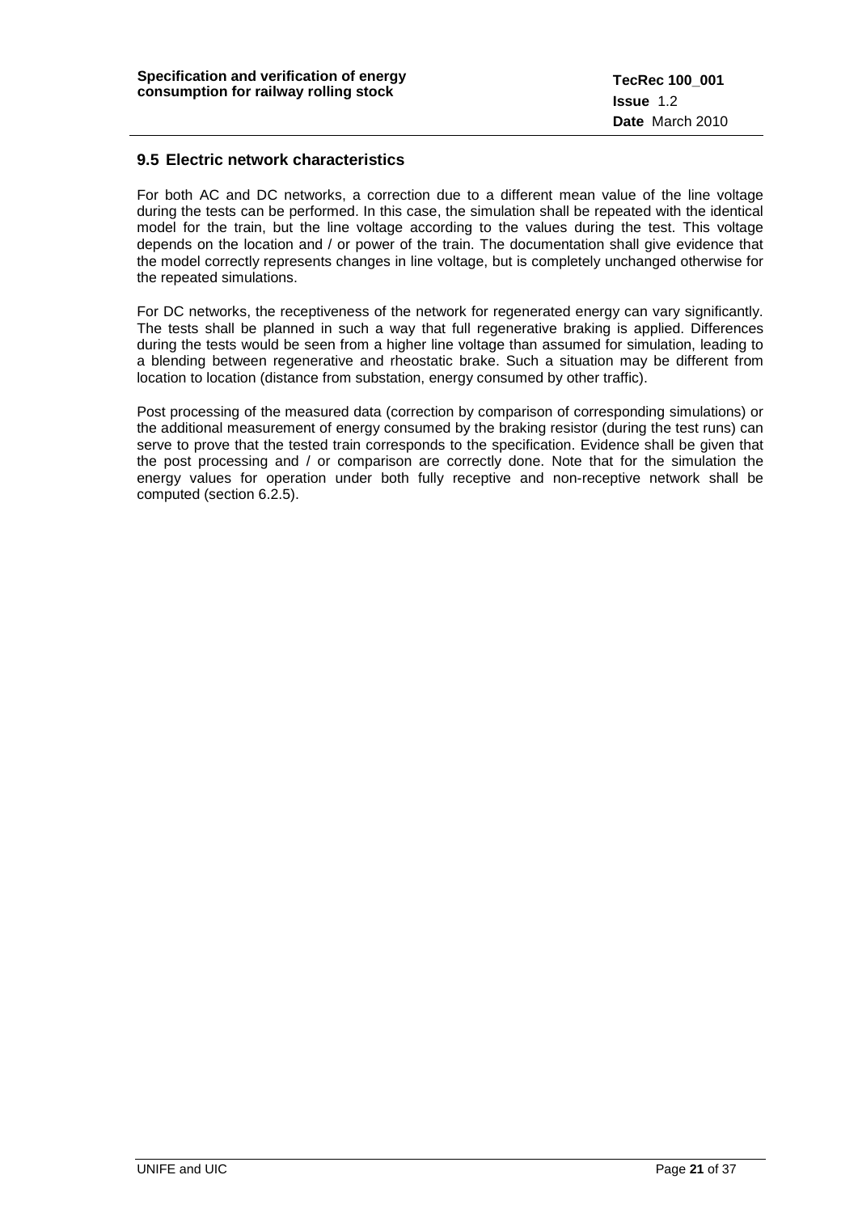## 9.5 Electric network characteristics

For both AC and DC networks, a correction due to a different mean value of the line voltage during the tests can be performed. In this case, the simulation shall be repeated with the identical model for the train, but the line voltage according to the values during the test. This voltage depends on the location and / or power of the train. The documentation shall give evidence that the model correctly represents changes in line voltage, but is completely unchanged otherwise for the repeated simulations.

For DC networks, the receptiveness of the network for regenerated energy can vary significantly. The tests shall be planned in such a way that full regenerative braking is applied. Differences during the tests would be seen from a higher line voltage than assumed for simulation, leading to a blending between regenerative and rheostatic brake. Such a situation may be different from location to location (distance from substation, energy consumed by other traffic).

Post processing of the measured data (correction by comparison of corresponding simulations) or the additional measurement of energy consumed by the braking resistor (during the test runs) can serve to prove that the tested train corresponds to the specification. Evidence shall be given that the post processing and / or comparison are correctly done. Note that for the simulation the energy values for operation under both fully receptive and non-receptive network shall be computed (section 6.2.5).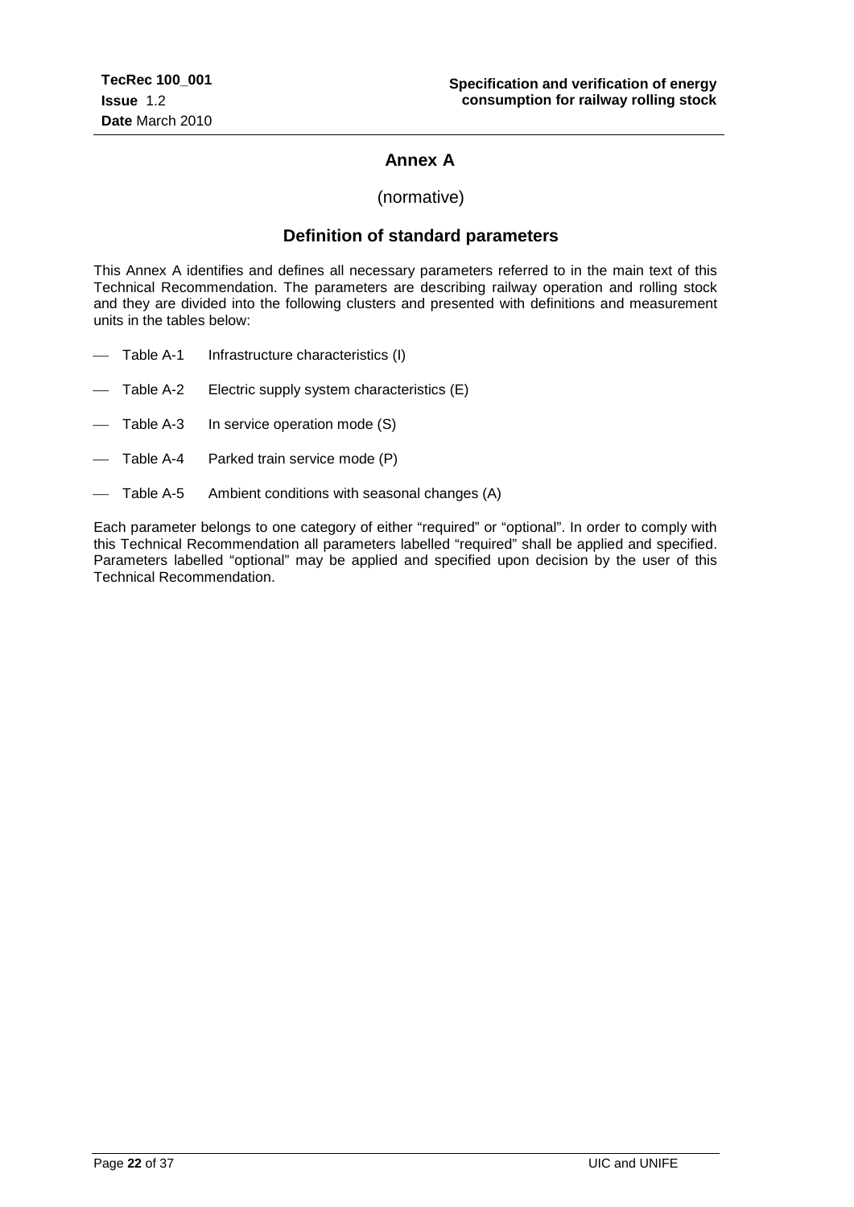# Annex A

(normative)

## Definition of standard parameters

This Annex A identifies and defines all necessary parameters referred to in the main text of this Technical Recommendation. The parameters are describing railway operation and rolling stock and they are divided into the following clusters and presented with definitions and measurement units in the tables below:

- Table A-1 Infrastructure characteristics (I)
- Table A-2 Electric supply system characteristics (E)
- Table A-3 In service operation mode (S)
- Table A-4 Parked train service mode (P)
- Table A-5 Ambient conditions with seasonal changes (A)

Each parameter belongs to one category of either "required" or "optional". In order to comply with this Technical Recommendation all parameters labelled "required" shall be applied and specified. Parameters labelled "optional" may be applied and specified upon decision by the user of this Technical Recommendation.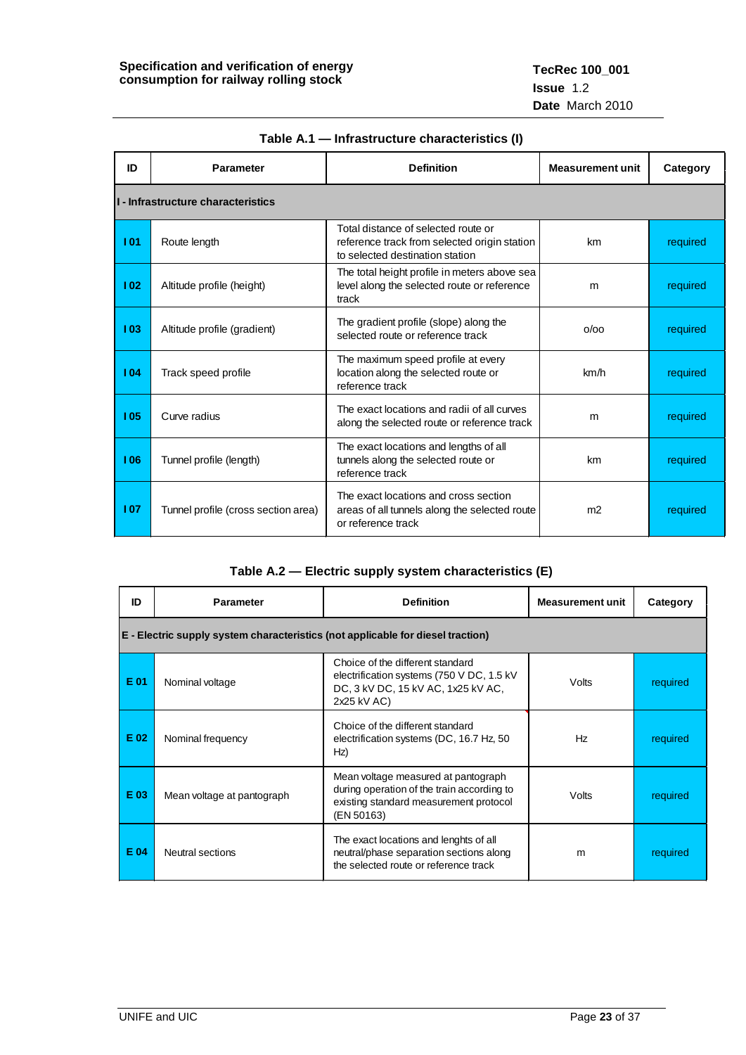**Table A.1 — Infrastructure characteristics (I)**

| ID | Parameter | Definition | Measurement unit | Category |
|---|---|---|---|---|
| **I - Infrastructure characteristics** | | | | |
| **I 01** | Route length | Total distance of selected route or reference track from selected origin station to selected destination station | km | required |
| **I 02** | Altitude profile (height) | The total height profile in meters above sea level along the selected route or reference track | m | required |
| **I 03** | Altitude profile (gradient) | The gradient profile (slope) along the selected route or reference track | o/oo | required |
| **I 04** | Track speed profile | The maximum speed profile at every location along the selected route or reference track | km/h | required |
| **I 05** | Curve radius | The exact locations and radii of all curves along the selected route or reference track | m | required |
| **I 06** | Tunnel profile (length) | The exact locations and lengths of all tunnels along the selected route or reference track | km | required |
| **I 07** | Tunnel profile (cross section area) | The exact locations and cross section areas of all tunnels along the selected route or reference track | m2 | required |

**Table A.2 — Electric supply system characteristics (E)**

| ID | Parameter | Definition | Measurement unit | Category |
|---|---|---|---|---|
| **E - Electric supply system characteristics (not applicable for diesel traction)** | | | | |
| **E 01** | Nominal voltage | Choice of the different standard electrification systems (750 V DC, 1.5 kV DC, 3 kV DC, 15 kV AC, 1x25 kV AC, 2x25 kV AC) | Volts | required |
| **E 02** | Nominal frequency | Choice of the different standard electrification systems (DC, 16.7 Hz, 50 Hz) | Hz | required |
| **E 03** | Mean voltage at pantograph | Mean voltage measured at pantograph during operation of the train according to existing standard measurement protocol (EN 50163) | Volts | required |
| **E 04** | Neutral sections | The exact locations and lenghts of all neutral/phase separation sections along the selected route or reference track | m | required |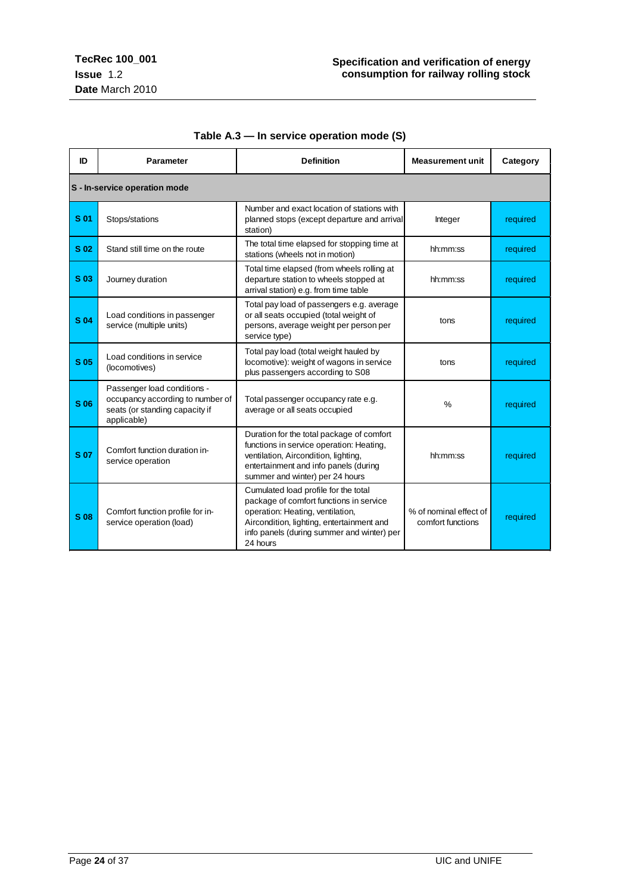**Table A.3 — In service operation mode (S)**

| ID | Parameter | Definition | Measurement unit | Category |
|---|---|---|---|---|
| **S - In-service operation mode** | | | | |
| **S 01** | Stops/stations | Number and exact location of stations with planned stops (except departure and arrival station) | Integer | required |
| **S 02** | Stand still time on the route | The total time elapsed for stopping time at stations (wheels not in motion) | hh:mm:ss | required |
| **S 03** | Journey duration | Total time elapsed (from wheels rolling at departure station to wheels stopped at arrival station) e.g. from time table | hh:mm:ss | required |
| **S 04** | Load conditions in passenger service (multiple units) | Total pay load of passengers e.g. average or all seats occupied (total weight of persons, average weight per person per service type) | tons | required |
| **S 05** | Load conditions in service (locomotives) | Total pay load (total weight hauled by locomotive): weight of wagons in service plus passengers according to S08 | tons | required |
| **S 06** | Passenger load conditions - occupancy according to number of seats (or standing capacity if applicable) | Total passenger occupancy rate e.g. average or all seats occupied | % | required |
| **S 07** | Comfort function duration in-service operation | Duration for the total package of comfort functions in service operation: Heating, ventilation, Aircondition, lighting, entertainment and info panels (during summer and winter) per 24 hours | hh:mm:ss | required |
| **S 08** | Comfort function profile for in-service operation (load) | Cumulated load profile for the total package of comfort functions in service operation: Heating, ventilation, Aircondition, lighting, entertainment and info panels (during summer and winter) per 24 hours | % of nominal effect of comfort functions | required |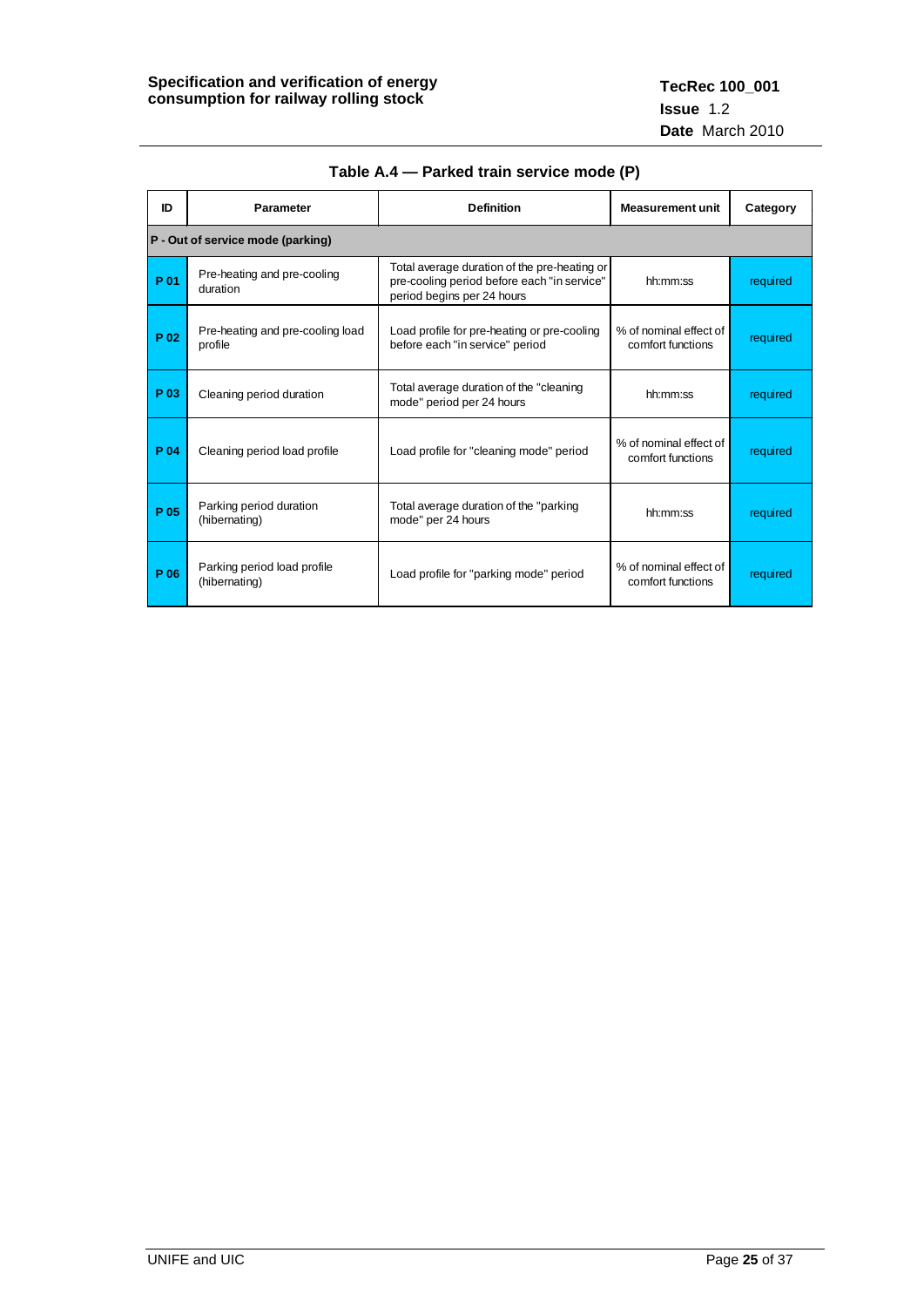**Table A.4 — Parked train service mode (P)**

| ID | Parameter | Definition | Measurement unit | Category |
|---|---|---|---|---|
| **P - Out of service mode (parking)** | | | | |
| **P 01** | Pre-heating and pre-cooling duration | Total average duration of the pre-heating or pre-cooling period before each "in service" period begins per 24 hours | hh:mm:ss | required |
| **P 02** | Pre-heating and pre-cooling load profile | Load profile for pre-heating or pre-cooling before each "in service" period | % of nominal effect of comfort functions | required |
| **P 03** | Cleaning period duration | Total average duration of the "cleaning mode" period per 24 hours | hh:mm:ss | required |
| **P 04** | Cleaning period load profile | Load profile for "cleaning mode" period | % of nominal effect of comfort functions | required |
| **P 05** | Parking period duration (hibernating) | Total average duration of the "parking mode" per 24 hours | hh:mm:ss | required |
| **P 06** | Parking period load profile (hibernating) | Load profile for "parking mode" period | % of nominal effect of comfort functions | required |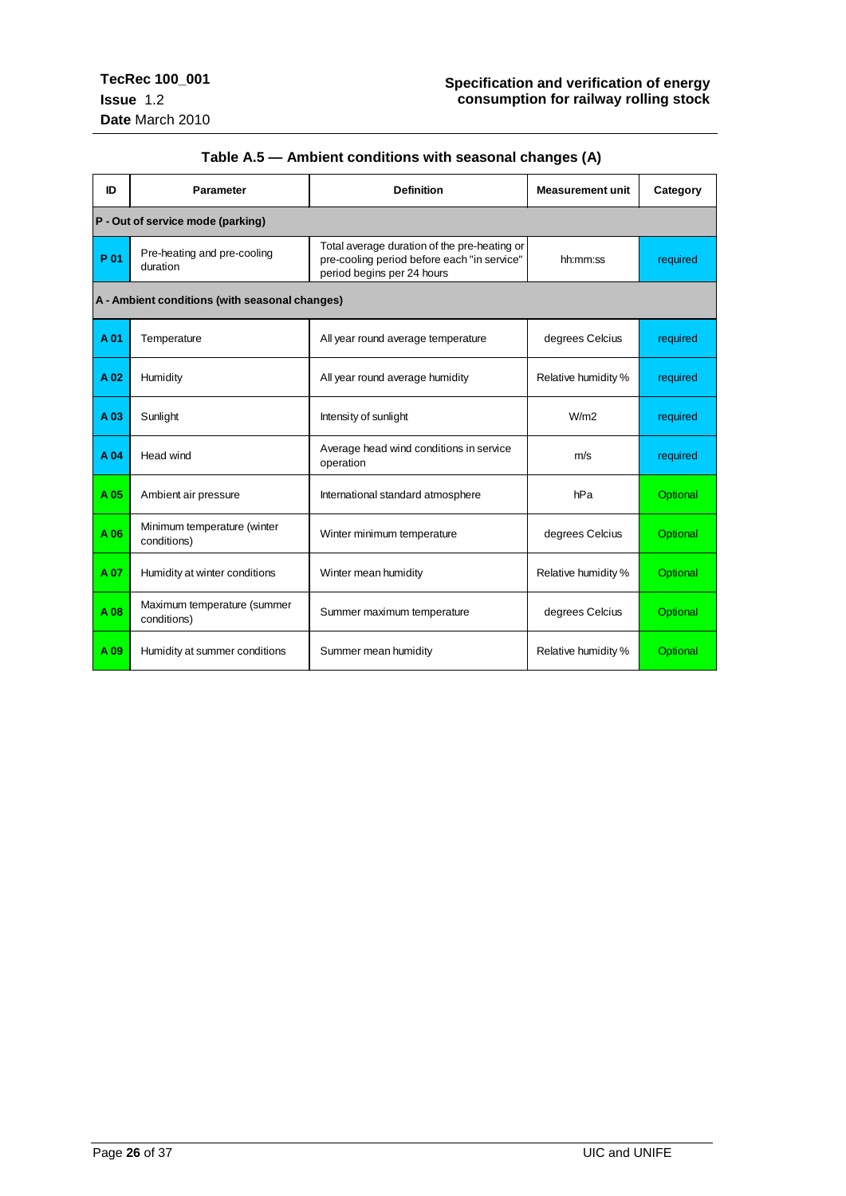**Table A.5 — Ambient conditions with seasonal changes (A)**

| ID | Parameter | Definition | Measurement unit | Category |
|---|---|---|---|---|
| **P - Out of service mode (parking)** | | | | |
| **P 01** | Pre-heating and pre-cooling duration | Total average duration of the pre-heating or pre-cooling period before each "in service" period begins per 24 hours | hh:mm:ss | required |
| **A - Ambient conditions (with seasonal changes)** | | | | |
| **A 01** | Temperature | All year round average temperature | degrees Celcius | required |
| **A 02** | Humidity | All year round average humidity | Relative humidity % | required |
| **A 03** | Sunlight | Intensity of sunlight | W/m2 | required |
| **A 04** | Head wind | Average head wind conditions in service operation | m/s | required |
| **A 05** | Ambient air pressure | International standard atmosphere | hPa | Optional |
| **A 06** | Minimum temperature (winter conditions) | Winter minimum temperature | degrees Celcius | Optional |
| **A 07** | Humidity at winter conditions | Winter mean humidity | Relative humidity % | Optional |
| **A 08** | Maximum temperature (summer conditions) | Summer maximum temperature | degrees Celcius | Optional |
| **A 09** | Humidity at summer conditions | Summer mean humidity | Relative humidity % | Optional |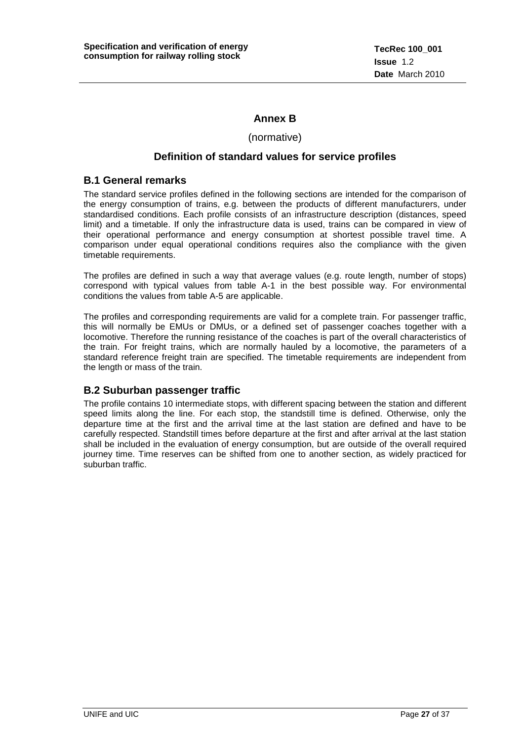# Annex B

(normative)

## Definition of standard values for service profiles

### B.1 General remarks

The standard service profiles defined in the following sections are intended for the comparison of the energy consumption of trains, e.g. between the products of different manufacturers, under standardised conditions. Each profile consists of an infrastructure description (distances, speed limit) and a timetable. If only the infrastructure data is used, trains can be compared in view of their operational performance and energy consumption at shortest possible travel time. A comparison under equal operational conditions requires also the compliance with the given timetable requirements.

The profiles are defined in such a way that average values (e.g. route length, number of stops) correspond with typical values from table A-1 in the best possible way. For environmental conditions the values from table A-5 are applicable.

The profiles and corresponding requirements are valid for a complete train. For passenger traffic, this will normally be EMUs or DMUs, or a defined set of passenger coaches together with a locomotive. Therefore the running resistance of the coaches is part of the overall characteristics of the train. For freight trains, which are normally hauled by a locomotive, the parameters of a standard reference freight train are specified. The timetable requirements are independent from the length or mass of the train.

### B.2 Suburban passenger traffic

The profile contains 10 intermediate stops, with different spacing between the station and different speed limits along the line. For each stop, the standstill time is defined. Otherwise, only the departure time at the first and the arrival time at the last station are defined and have to be carefully respected. Standstill times before departure at the first and after arrival at the last station shall be included in the evaluation of energy consumption, but are outside of the overall required journey time. Time reserves can be shifted from one to another section, as widely practiced for suburban traffic.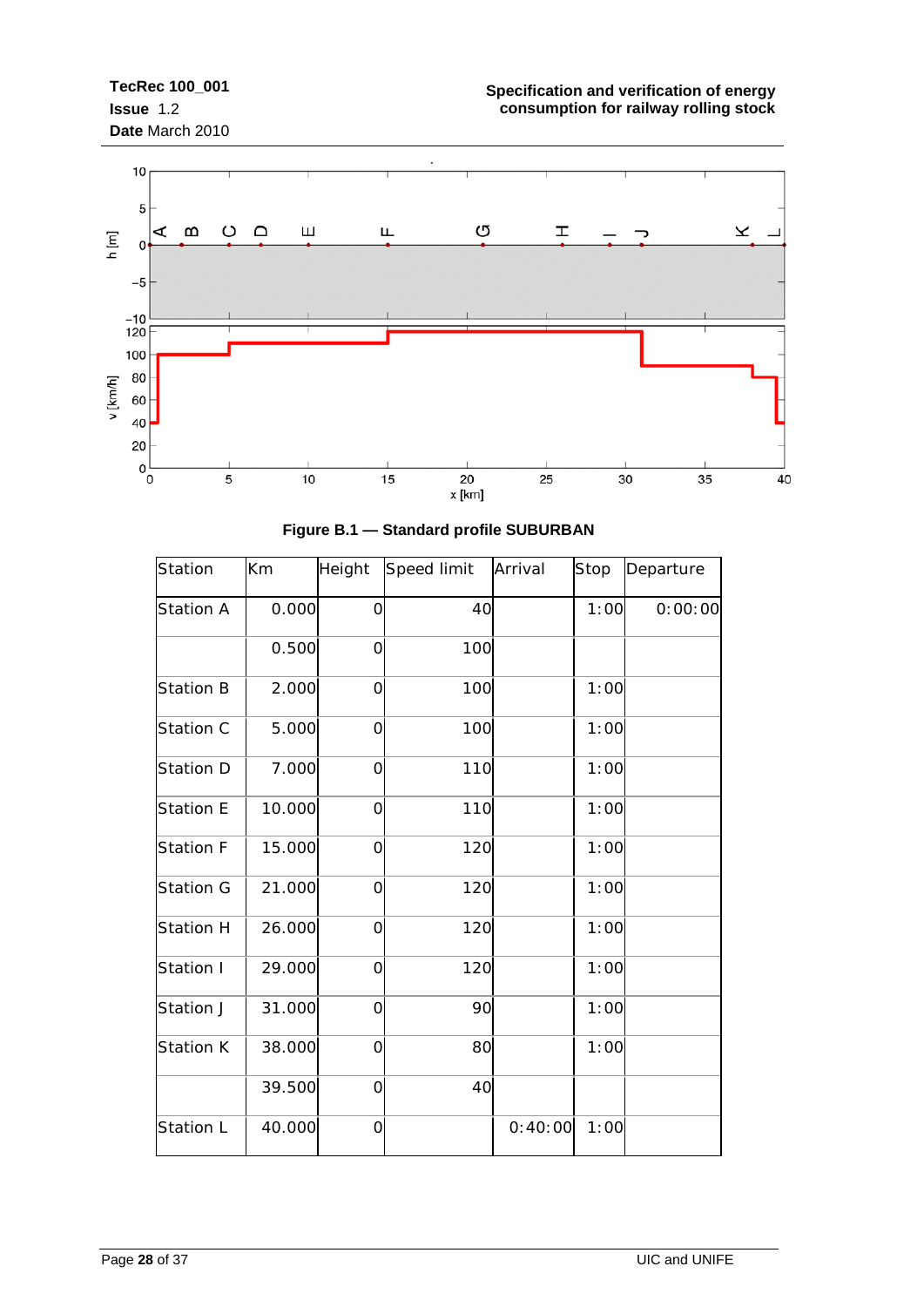Figure B.1 — Standard profile SUBURBAN

| Station | Km | Height | Speed limit | Arrival | Stop | Departure |
|---|---|---|---|---|---|---|
| Station A | 0.000 | 0 | 40 | | 1:00 | 0:00:00 |
| | 0.500 | 0 | 100 | | | |
| Station B | 2.000 | 0 | 100 | | 1:00 | |
| Station C | 5.000 | 0 | 100 | | 1:00 | |
| Station D | 7.000 | 0 | 110 | | 1:00 | |
| Station E | 10.000 | 0 | 110 | | 1:00 | |
| Station F | 15.000 | 0 | 120 | | 1:00 | |
| Station G | 21.000 | 0 | 120 | | 1:00 | |
| Station H | 26.000 | 0 | 120 | | 1:00 | |
| Station I | 29.000 | 0 | 120 | | 1:00 | |
| Station J | 31.000 | 0 | 90 | | 1:00 | |
| Station K | 38.000 | 0 | 80 | | 1:00 | |
| | 39.500 | 0 | 40 | | | |
| Station L | 40.000 | 0 | | 0:40:00 | 1:00 | |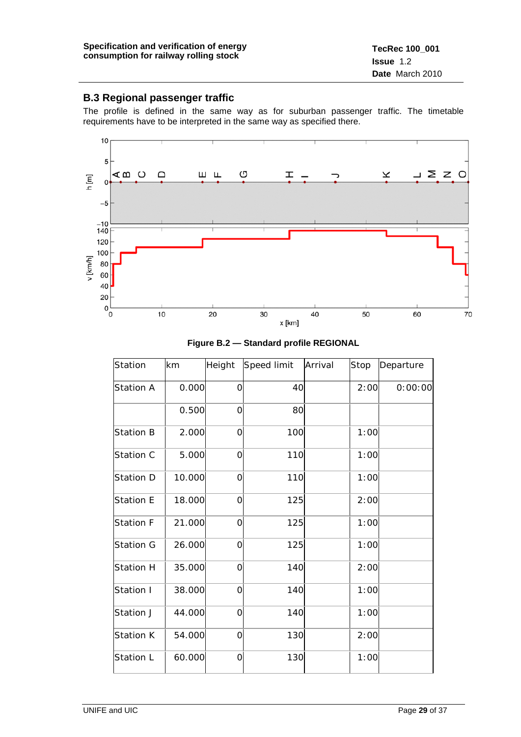## B.3 Regional passenger traffic

The profile is defined in the same way as for suburban passenger traffic. The timetable requirements have to be interpreted in the same way as specified there.

**Figure B.2 — Standard profile REGIONAL**

| Station | km | Height | Speed limit | Arrival | Stop | Departure |
|---|---|---|---|---|---|---|
| Station A | 0.000 | 0 | 40 | | 2:00 | 0:00:00 |
| | 0.500 | 0 | 80 | | | |
| Station B | 2.000 | 0 | 100 | | 1:00 | |
| Station C | 5.000 | 0 | 110 | | 1:00 | |
| Station D | 10.000 | 0 | 110 | | 1:00 | |
| Station E | 18.000 | 0 | 125 | | 2:00 | |
| Station F | 21.000 | 0 | 125 | | 1:00 | |
| Station G | 26.000 | 0 | 125 | | 1:00 | |
| Station H | 35.000 | 0 | 140 | | 2:00 | |
| Station I | 38.000 | 0 | 140 | | 1:00 | |
| Station J | 44.000 | 0 | 140 | | 1:00 | |
| Station K | 54.000 | 0 | 130 | | 2:00 | |
| Station L | 60.000 | 0 | 130 | | 1:00 | |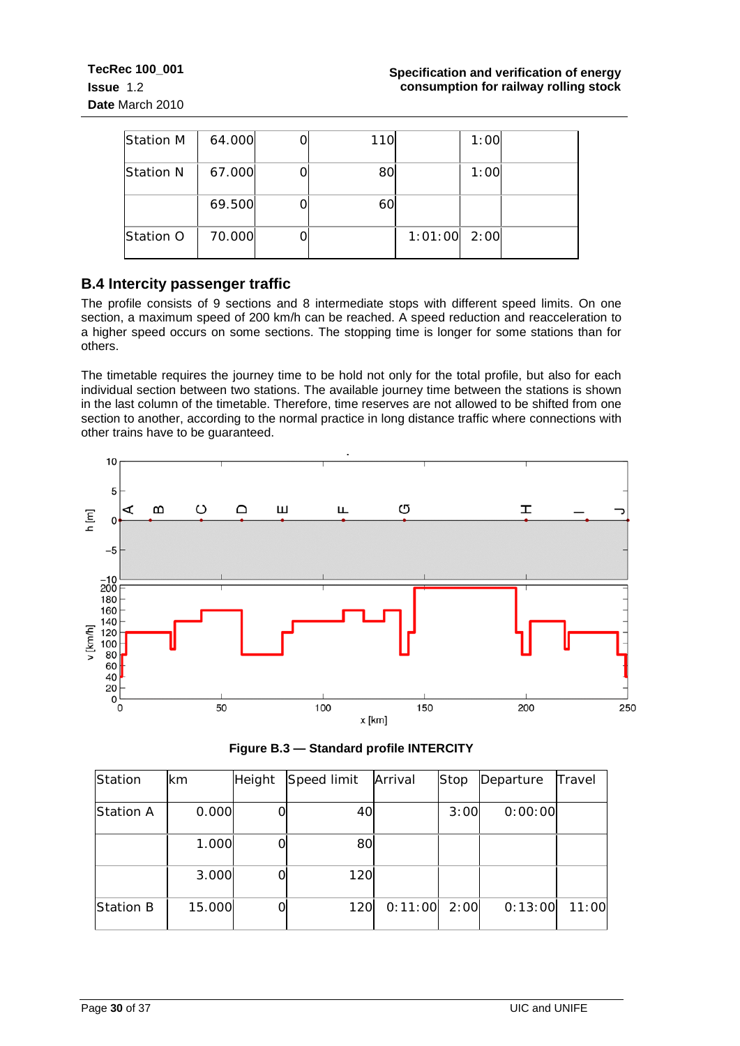| Station M | 64.000 | 0 | 110 | | 1:00 | | |
|---|---|---|---|---|---|---|---|
| Station N | 67.000 | 0 | 80 | | 1:00 | | |
| | 69.500 | 0 | 60 | | | | |
| Station O | 70.000 | 0 | | 1:01:00 | 2:00 | | |

## B.4 Intercity passenger traffic

The profile consists of 9 sections and 8 intermediate stops with different speed limits. On one section, a maximum speed of 200 km/h can be reached. A speed reduction and reacceleration to a higher speed occurs on some sections. The stopping time is longer for some stations than for others.

The timetable requires the journey time to be hold not only for the total profile, but also for each individual section between two stations. The available journey time between the stations is shown in the last column of the timetable. Therefore, time reserves are not allowed to be shifted from one section to another, according to the normal practice in long distance traffic where connections with other trains have to be guaranteed.

Figure B.3 — Standard profile INTERCITY

| Station | km | Height | Speed limit | Arrival | Stop | Departure | Travel |
|---|---|---|---|---|---|---|---|
| Station A | 0.000 | 0 | 40 | | 3:00 | 0:00:00 | |
| | 1.000 | 0 | 80 | | | | |
| | 3.000 | 0 | 120 | | | | |
| Station B | 15.000 | 0 | 120 | 0:11:00 | 2:00 | 0:13:00 | 11:00 |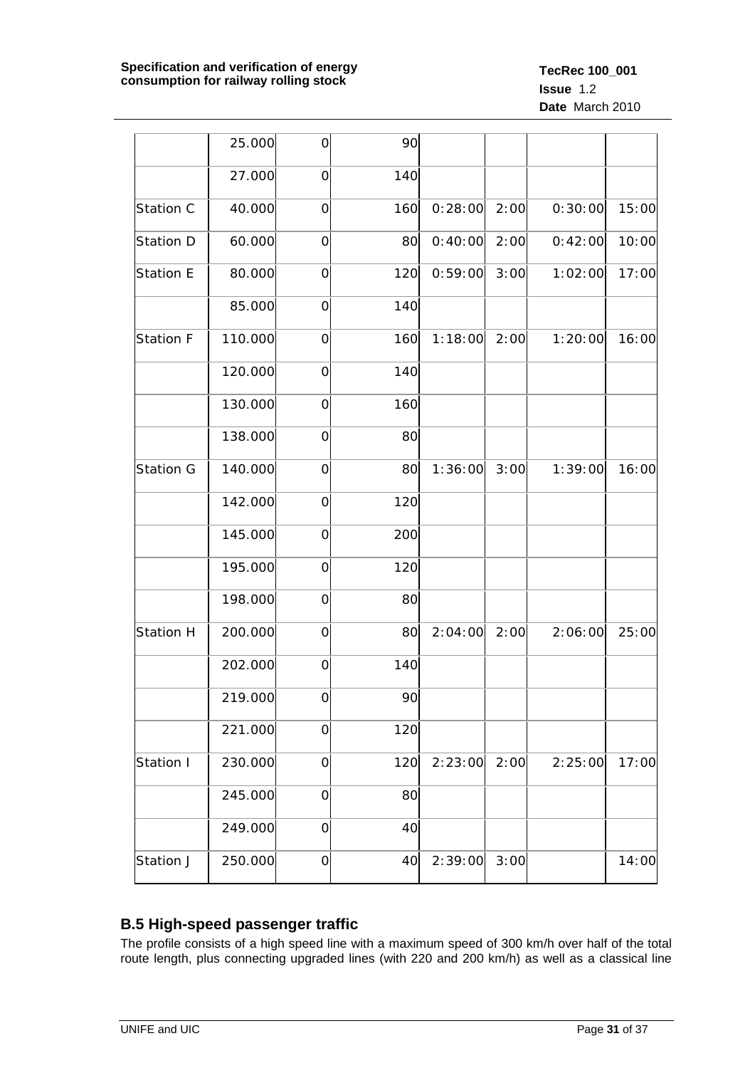|  |  |  |  |  |  |  |  |
|---|---|---|---|---|---|---|---|
|  | 25.000 | 0 | 90 |  |  |  |  |
|  | 27.000 | 0 | 140 |  |  |  |  |
| Station C | 40.000 | 0 | 160 | 0:28:00 | 2:00 | 0:30:00 | 15:00 |
| Station D | 60.000 | 0 | 80 | 0:40:00 | 2:00 | 0:42:00 | 10:00 |
| Station E | 80.000 | 0 | 120 | 0:59:00 | 3:00 | 1:02:00 | 17:00 |
|  | 85.000 | 0 | 140 |  |  |  |  |
| Station F | 110.000 | 0 | 160 | 1:18:00 | 2:00 | 1:20:00 | 16:00 |
|  | 120.000 | 0 | 140 |  |  |  |  |
|  | 130.000 | 0 | 160 |  |  |  |  |
|  | 138.000 | 0 | 80 |  |  |  |  |
| Station G | 140.000 | 0 | 80 | 1:36:00 | 3:00 | 1:39:00 | 16:00 |
|  | 142.000 | 0 | 120 |  |  |  |  |
|  | 145.000 | 0 | 200 |  |  |  |  |
|  | 195.000 | 0 | 120 |  |  |  |  |
|  | 198.000 | 0 | 80 |  |  |  |  |
| Station H | 200.000 | 0 | 80 | 2:04:00 | 2:00 | 2:06:00 | 25:00 |
|  | 202.000 | 0 | 140 |  |  |  |  |
|  | 219.000 | 0 | 90 |  |  |  |  |
|  | 221.000 | 0 | 120 |  |  |  |  |
| Station I | 230.000 | 0 | 120 | 2:23:00 | 2:00 | 2:25:00 | 17:00 |
|  | 245.000 | 0 | 80 |  |  |  |  |
|  | 249.000 | 0 | 40 |  |  |  |  |
| Station J | 250.000 | 0 | 40 | 2:39:00 | 3:00 |  | 14:00 |

## B.5 High-speed passenger traffic

The profile consists of a high speed line with a maximum speed of 300 km/h over half of the total route length, plus connecting upgraded lines (with 220 and 200 km/h) as well as a classical line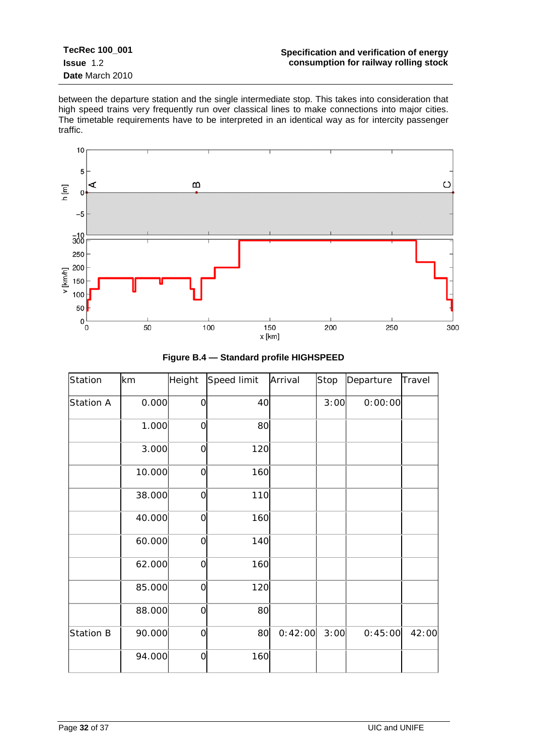between the departure station and the single intermediate stop. This takes into consideration that high speed trains very frequently run over classical lines to make connections into major cities. The timetable requirements have to be interpreted in an identical way as for intercity passenger traffic.

**Figure B.4 — Standard profile HIGHSPEED**

| Station | km | Height | Speed limit | Arrival | Stop | Departure | Travel |
|---|---|---|---|---|---|---|---|
| Station A | 0.000 | 0 | 40 | | 3:00 | 0:00:00 | |
| | 1.000 | 0 | 80 | | | | |
| | 3.000 | 0 | 120 | | | | |
| | 10.000 | 0 | 160 | | | | |
| | 38.000 | 0 | 110 | | | | |
| | 40.000 | 0 | 160 | | | | |
| | 60.000 | 0 | 140 | | | | |
| | 62.000 | 0 | 160 | | | | |
| | 85.000 | 0 | 120 | | | | |
| | 88.000 | 0 | 80 | | | | |
| Station B | 90.000 | 0 | 80 | 0:42:00 | 3:00 | 0:45:00 | 42:00 |
| | 94.000 | 0 | 160 | | | | |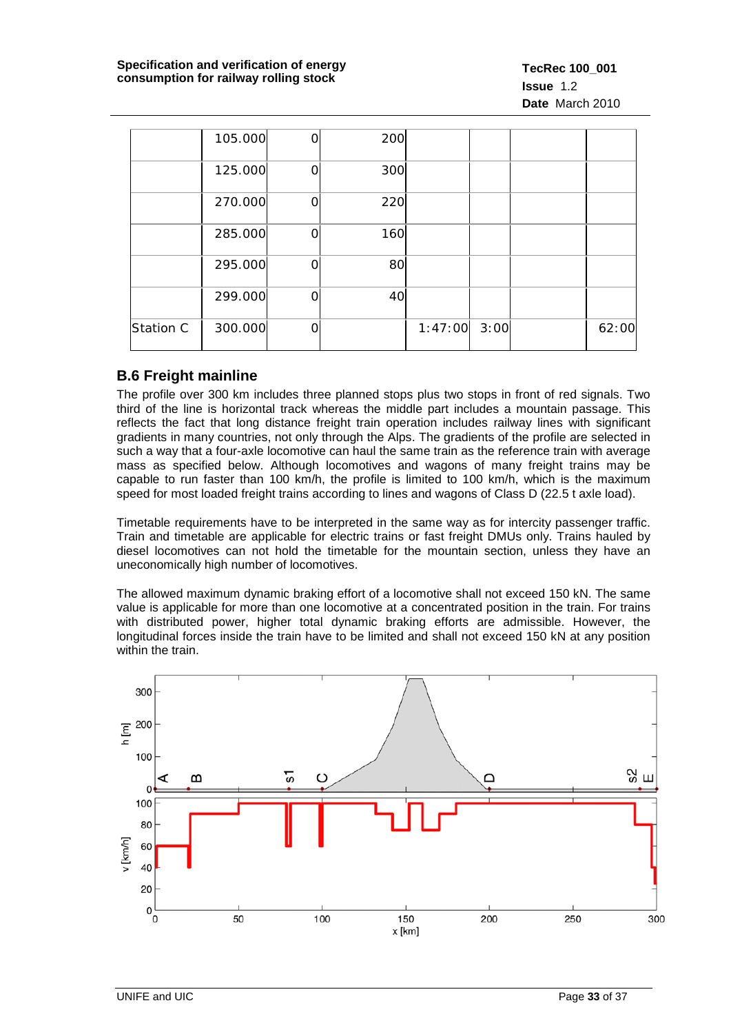|  | 105.000 | 0 | 200 |  |  |  |  |
|---|---|---|---|---|---|---|---|
|  | 125.000 | 0 | 300 |  |  |  |  |
|  | 270.000 | 0 | 220 |  |  |  |  |
|  | 285.000 | 0 | 160 |  |  |  |  |
|  | 295.000 | 0 | 80 |  |  |  |  |
|  | 299.000 | 0 | 40 |  |  |  |  |
| Station C | 300.000 | 0 |  | 1:47:00 | 3:00 |  | 62:00 |

## B.6 Freight mainline

The profile over 300 km includes three planned stops plus two stops in front of red signals. Two third of the line is horizontal track whereas the middle part includes a mountain passage. This reflects the fact that long distance freight train operation includes railway lines with significant gradients in many countries, not only through the Alps. The gradients of the profile are selected in such a way that a four-axle locomotive can haul the same train as the reference train with average mass as specified below. Although locomotives and wagons of many freight trains may be capable to run faster than 100 km/h, the profile is limited to 100 km/h, which is the maximum speed for most loaded freight trains according to lines and wagons of Class D (22.5 t axle load).

Timetable requirements have to be interpreted in the same way as for intercity passenger traffic. Train and timetable are applicable for electric trains or fast freight DMUs only. Trains hauled by diesel locomotives can not hold the timetable for the mountain section, unless they have an uneconomically high number of locomotives.

The allowed maximum dynamic braking effort of a locomotive shall not exceed 150 kN. The same value is applicable for more than one locomotive at a concentrated position in the train. For trains with distributed power, higher total dynamic braking efforts are admissible. However, the longitudinal forces inside the train have to be limited and shall not exceed 150 kN at any position within the train.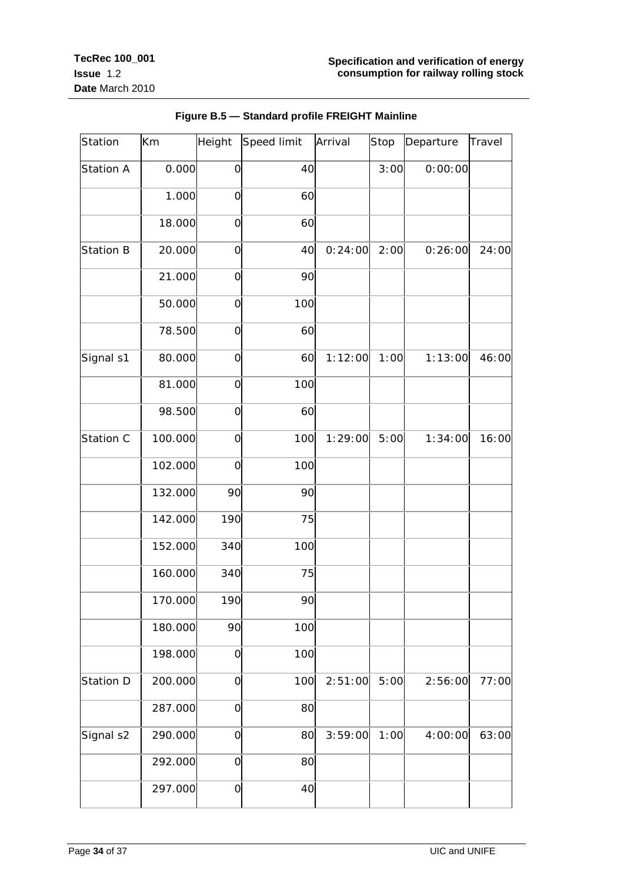**Figure B.5 — Standard profile FREIGHT Mainline**

| Station | Km | Height | Speed limit | Arrival | Stop | Departure | Travel |
|---|---|---|---|---|---|---|---|
| Station A | 0.000 | 0 | 40 | | 3:00 | 0:00:00 | |
| | 1.000 | 0 | 60 | | | | |
| | 18.000 | 0 | 60 | | | | |
| Station B | 20.000 | 0 | 40 | 0:24:00 | 2:00 | 0:26:00 | 24:00 |
| | 21.000 | 0 | 90 | | | | |
| | 50.000 | 0 | 100 | | | | |
| | 78.500 | 0 | 60 | | | | |
| Signal s1 | 80.000 | 0 | 60 | 1:12:00 | 1:00 | 1:13:00 | 46:00 |
| | 81.000 | 0 | 100 | | | | |
| | 98.500 | 0 | 60 | | | | |
| Station C | 100.000 | 0 | 100 | 1:29:00 | 5:00 | 1:34:00 | 16:00 |
| | 102.000 | 0 | 100 | | | | |
| | 132.000 | 90 | 90 | | | | |
| | 142.000 | 190 | 75 | | | | |
| | 152.000 | 340 | 100 | | | | |
| | 160.000 | 340 | 75 | | | | |
| | 170.000 | 190 | 90 | | | | |
| | 180.000 | 90 | 100 | | | | |
| | 198.000 | 0 | 100 | | | | |
| Station D | 200.000 | 0 | 100 | 2:51:00 | 5:00 | 2:56:00 | 77:00 |
| | 287.000 | 0 | 80 | | | | |
| Signal s2 | 290.000 | 0 | 80 | 3:59:00 | 1:00 | 4:00:00 | 63:00 |
| | 292.000 | 0 | 80 | | | | |
| | 297.000 | 0 | 40 | | | | |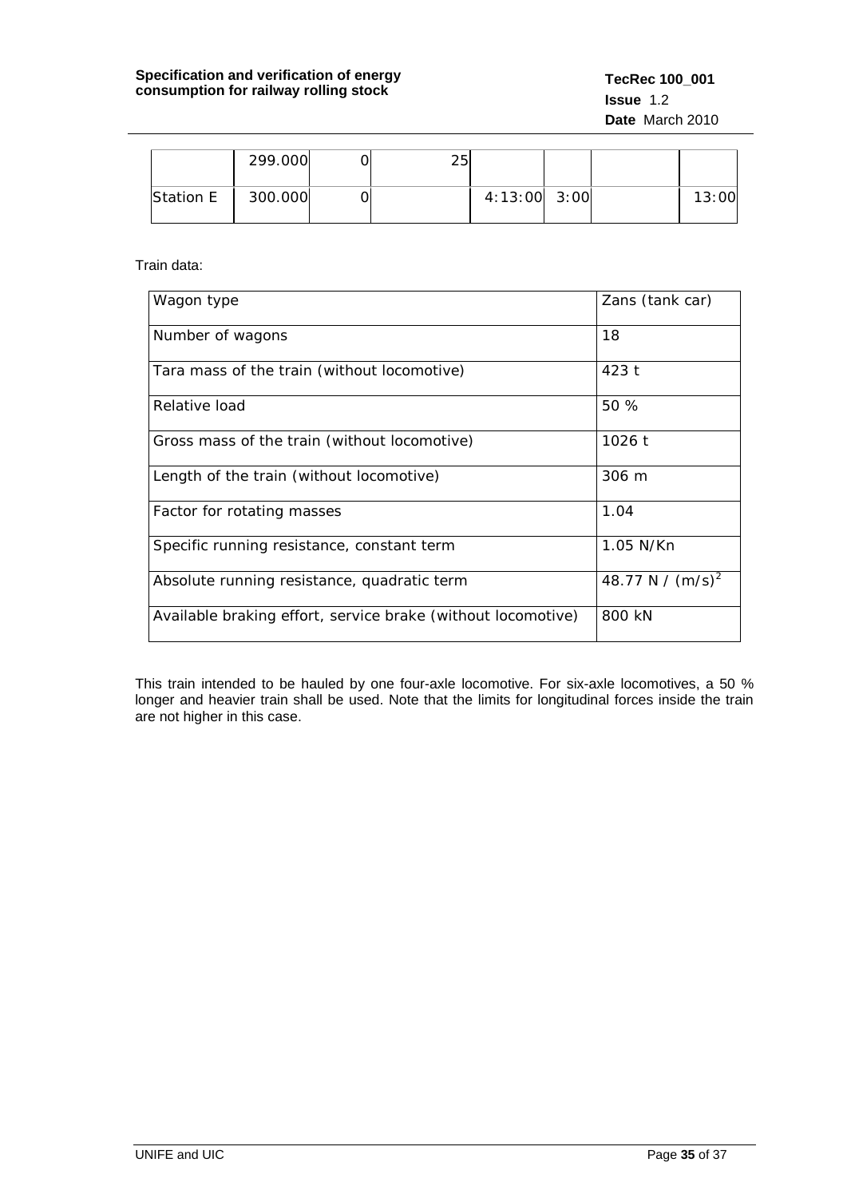| | | | | | | | |
|---|---|---|---|---|---|---|---|
| | 299.000 | 0 | 25 | | | | |
| Station E | 300.000 | 0 | | 4:13:00 | 3:00 | | 13:00 |

Train data:

| Wagon type | Zans (tank car) |
|---|---|
| Number of wagons | 18 |
| Tara mass of the train (without locomotive) | 423 t |
| Relative load | 50 % |
| Gross mass of the train (without locomotive) | 1026 t |
| Length of the train (without locomotive) | 306 m |
| Factor for rotating masses | 1.04 |
| Specific running resistance, constant term | 1.05 N/Kn |
| Absolute running resistance, quadratic term | 48.77 N / $(m/s)^2$ |
| Available braking effort, service brake (without locomotive) | 800 kN |

This train intended to be hauled by one four-axle locomotive. For six-axle locomotives, a 50 % longer and heavier train shall be used. Note that the limits for longitudinal forces inside the train are not higher in this case.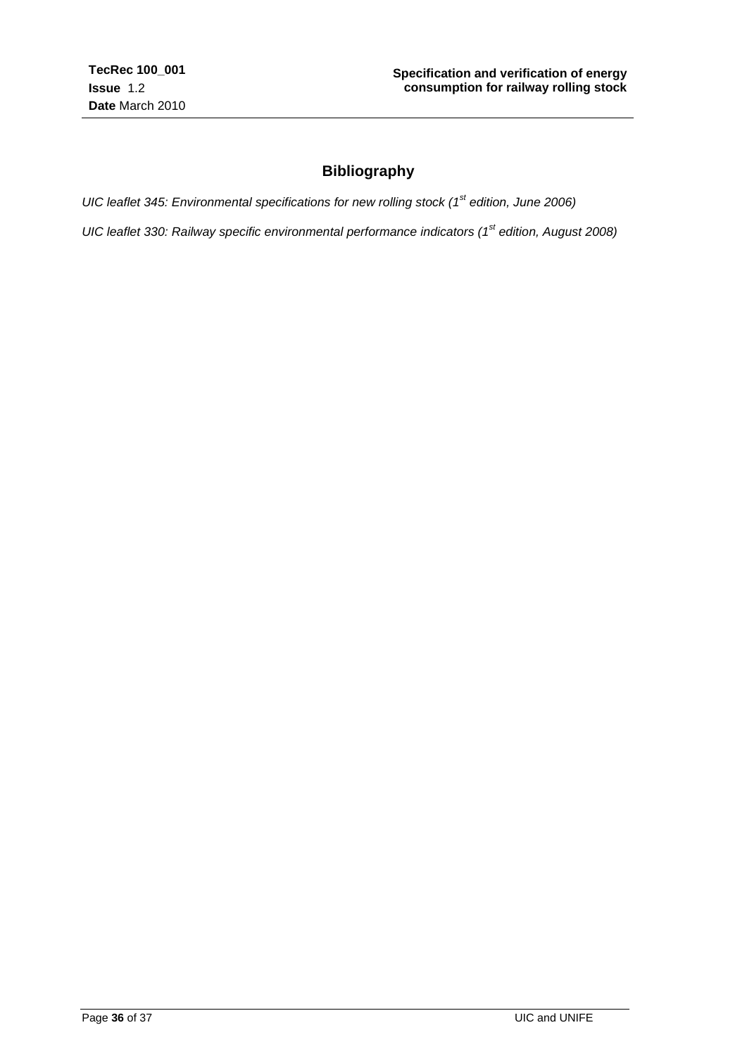# Bibliography

*UIC leaflet 345: Environmental specifications for new rolling stock (1st edition, June 2006)*

*UIC leaflet 330: Railway specific environmental performance indicators (1st edition, August 2008)*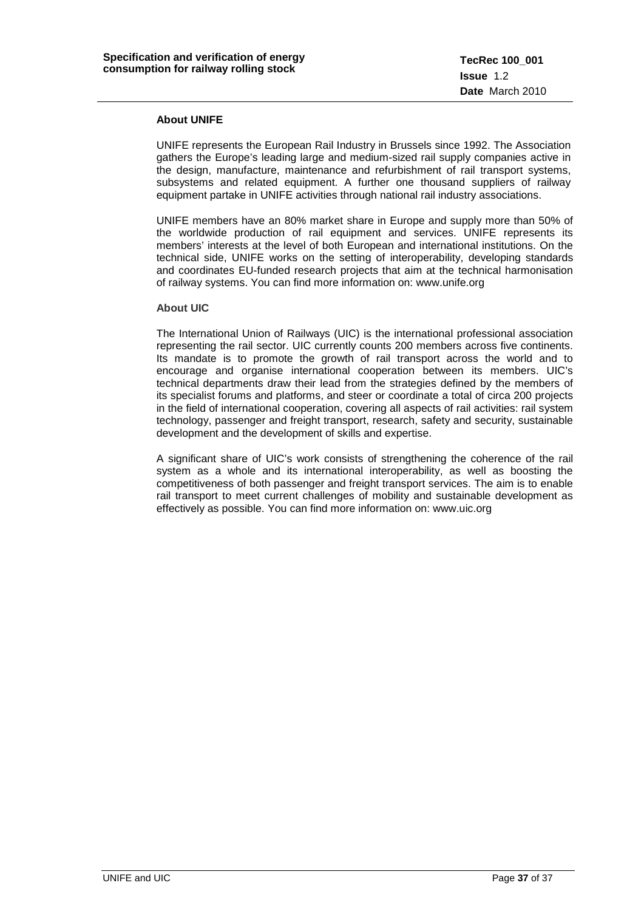**About UNIFE**

UNIFE represents the European Rail Industry in Brussels since 1992. The Association gathers the Europe's leading large and medium-sized rail supply companies active in the design, manufacture, maintenance and refurbishment of rail transport systems, subsystems and related equipment. A further one thousand suppliers of railway equipment partake in UNIFE activities through national rail industry associations.

UNIFE members have an 80% market share in Europe and supply more than 50% of the worldwide production of rail equipment and services. UNIFE represents its members' interests at the level of both European and international institutions. On the technical side, UNIFE works on the setting of interoperability, developing standards and coordinates EU-funded research projects that aim at the technical harmonisation of railway systems. You can find more information on: www.unife.org

**About UIC**

The International Union of Railways (UIC) is the international professional association representing the rail sector. UIC currently counts 200 members across five continents. Its mandate is to promote the growth of rail transport across the world and to encourage and organise international cooperation between its members. UIC's technical departments draw their lead from the strategies defined by the members of its specialist forums and platforms, and steer or coordinate a total of circa 200 projects in the field of international cooperation, covering all aspects of rail activities: rail system technology, passenger and freight transport, research, safety and security, sustainable development and the development of skills and expertise.

A significant share of UIC's work consists of strengthening the coherence of the rail system as a whole and its international interoperability, as well as boosting the competitiveness of both passenger and freight transport services. The aim is to enable rail transport to meet current challenges of mobility and sustainable development as effectively as possible. You can find more information on: www.uic.org